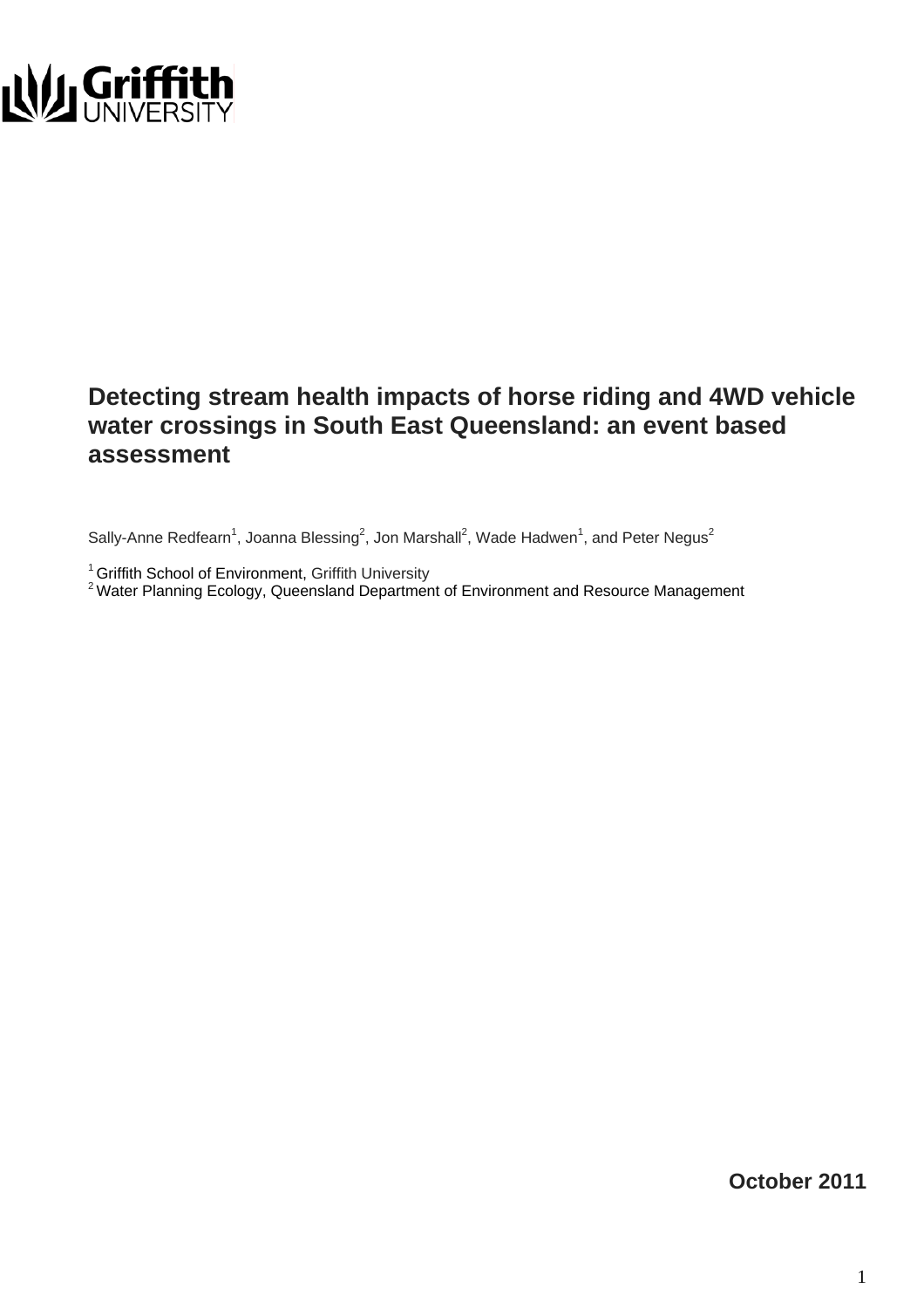Griffith UNIVERSITY

# Detecting stream health impacts of horse riding and 4WD vehicle water crossings in South East Queensland: an event based assessment

Sally-Anne Redfearn[1], Joanna Blessing[2], Jon Marshall[2], Wade Hadwen[1], and Peter Negus[2]

[1] Griffith School of Environment, Griffith University
[2] Water Planning Ecology, Queensland Department of Environment and Resource Management

**October 2011**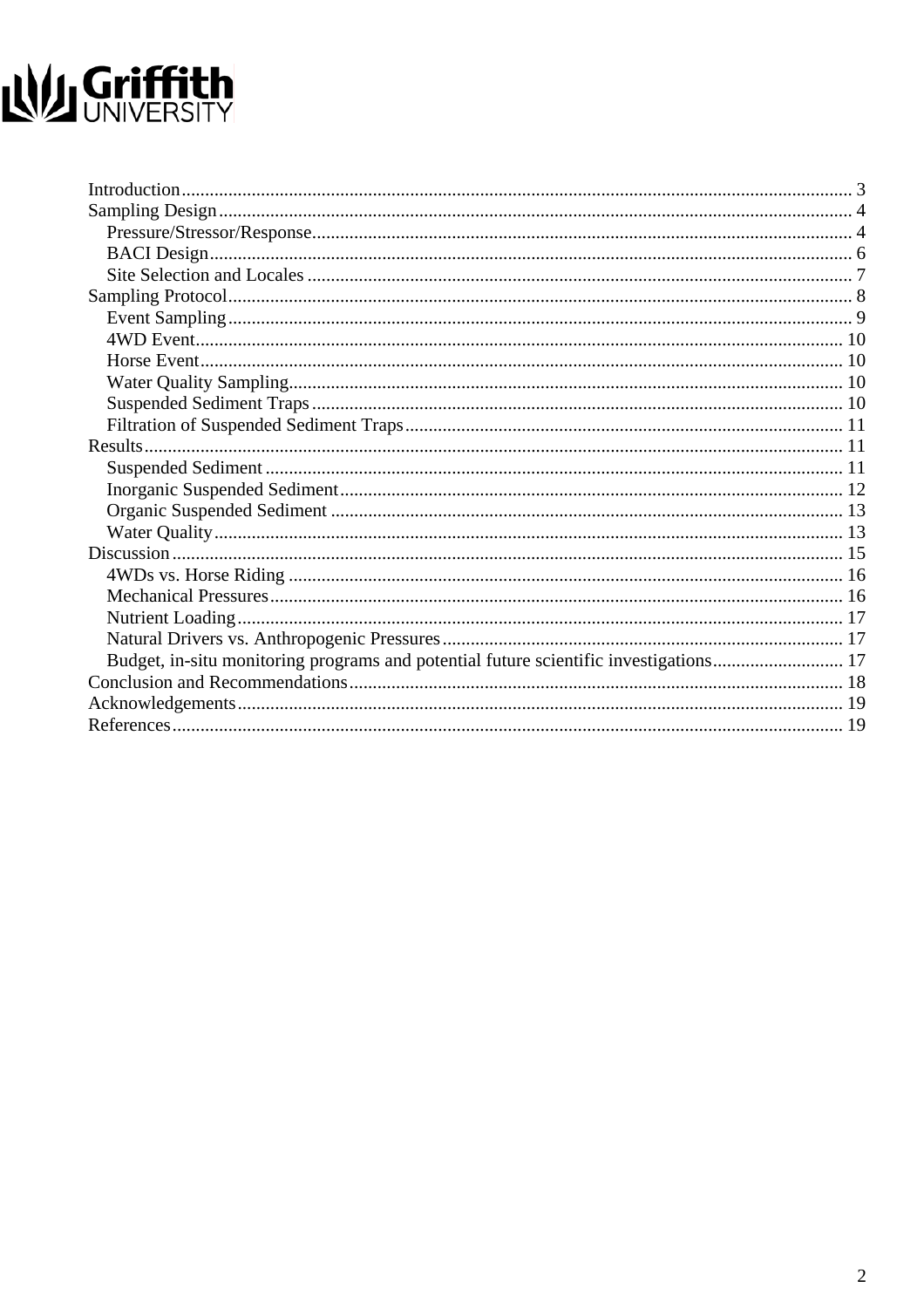Introduction ........ 3
Sampling Design ........ 4
- Pressure/Stressor/Response ........ 4
- BACI Design ........ 6
- Site Selection and Locales ........ 7

Sampling Protocol ........ 8
- Event Sampling ........ 9
- 4WD Event ........ 10
- Horse Event ........ 10
- Water Quality Sampling ........ 10
- Suspended Sediment Traps ........ 10
- Filtration of Suspended Sediment Traps ........ 11

Results ........ 11
- Suspended Sediment ........ 11
- Inorganic Suspended Sediment ........ 12
- Organic Suspended Sediment ........ 13
- Water Quality ........ 13

Discussion ........ 15
- 4WDs vs. Horse Riding ........ 16
- Mechanical Pressures ........ 16
- Nutrient Loading ........ 17
- Natural Drivers vs. Anthropogenic Pressures ........ 17
- Budget, in-situ monitoring programs and potential future scientific investigations ........ 17

Conclusion and Recommendations ........ 18
Acknowledgements ........ 19
References ........ 19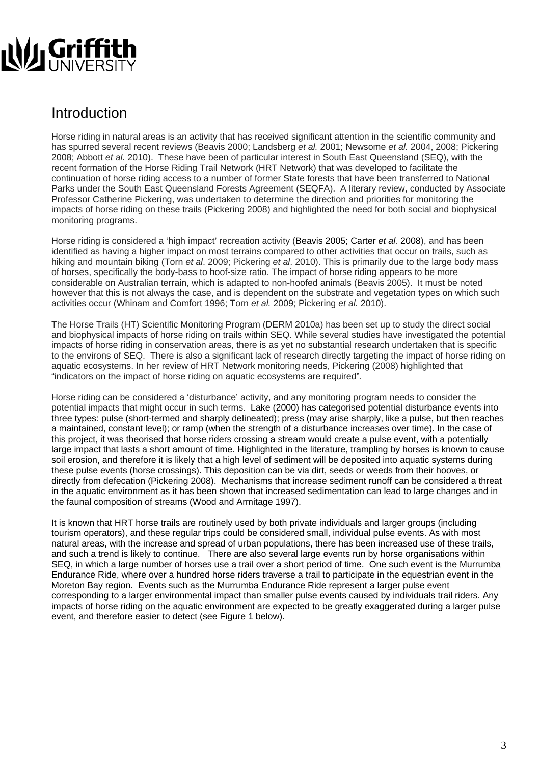## Introduction

Horse riding in natural areas is an activity that has received significant attention in the scientific community and has spurred several recent reviews (Beavis 2000; Landsberg *et al.* 2001; Newsome *et al.* 2004, 2008; Pickering 2008; Abbott *et al.* 2010). These have been of particular interest in South East Queensland (SEQ), with the recent formation of the Horse Riding Trail Network (HRT Network) that was developed to facilitate the continuation of horse riding access to a number of former State forests that have been transferred to National Parks under the South East Queensland Forests Agreement (SEQFA). A literary review, conducted by Associate Professor Catherine Pickering, was undertaken to determine the direction and priorities for monitoring the impacts of horse riding on these trails (Pickering 2008) and highlighted the need for both social and biophysical monitoring programs.

Horse riding is considered a 'high impact' recreation activity (Beavis 2005; Carter *et al.* 2008), and has been identified as having a higher impact on most terrains compared to other activities that occur on trails, such as hiking and mountain biking (Torn *et al*. 2009; Pickering *et al*. 2010). This is primarily due to the large body mass of horses, specifically the body-bass to hoof-size ratio. The impact of horse riding appears to be more considerable on Australian terrain, which is adapted to non-hoofed animals (Beavis 2005). It must be noted however that this is not always the case, and is dependent on the substrate and vegetation types on which such activities occur (Whinam and Comfort 1996; Torn *et al.* 2009; Pickering *et al.* 2010).

The Horse Trails (HT) Scientific Monitoring Program (DERM 2010a) has been set up to study the direct social and biophysical impacts of horse riding on trails within SEQ. While several studies have investigated the potential impacts of horse riding in conservation areas, there is as yet no substantial research undertaken that is specific to the environs of SEQ. There is also a significant lack of research directly targeting the impact of horse riding on aquatic ecosystems. In her review of HRT Network monitoring needs, Pickering (2008) highlighted that "indicators on the impact of horse riding on aquatic ecosystems are required".

Horse riding can be considered a 'disturbance' activity, and any monitoring program needs to consider the potential impacts that might occur in such terms. Lake (2000) has categorised potential disturbance events into three types: pulse (short-termed and sharply delineated); press (may arise sharply, like a pulse, but then reaches a maintained, constant level); or ramp (when the strength of a disturbance increases over time). In the case of this project, it was theorised that horse riders crossing a stream would create a pulse event, with a potentially large impact that lasts a short amount of time. Highlighted in the literature, trampling by horses is known to cause soil erosion, and therefore it is likely that a high level of sediment will be deposited into aquatic systems during these pulse events (horse crossings). This deposition can be via dirt, seeds or weeds from their hooves, or directly from defecation (Pickering 2008). Mechanisms that increase sediment runoff can be considered a threat in the aquatic environment as it has been shown that increased sedimentation can lead to large changes and in the faunal composition of streams (Wood and Armitage 1997).

It is known that HRT horse trails are routinely used by both private individuals and larger groups (including tourism operators), and these regular trips could be considered small, individual pulse events. As with most natural areas, with the increase and spread of urban populations, there has been increased use of these trails, and such a trend is likely to continue. There are also several large events run by horse organisations within SEQ, in which a large number of horses use a trail over a short period of time. One such event is the Murrumba Endurance Ride, where over a hundred horse riders traverse a trail to participate in the equestrian event in the Moreton Bay region. Events such as the Murrumba Endurance Ride represent a larger pulse event corresponding to a larger environmental impact than smaller pulse events caused by individuals trail riders. Any impacts of horse riding on the aquatic environment are expected to be greatly exaggerated during a larger pulse event, and therefore easier to detect (see Figure 1 below).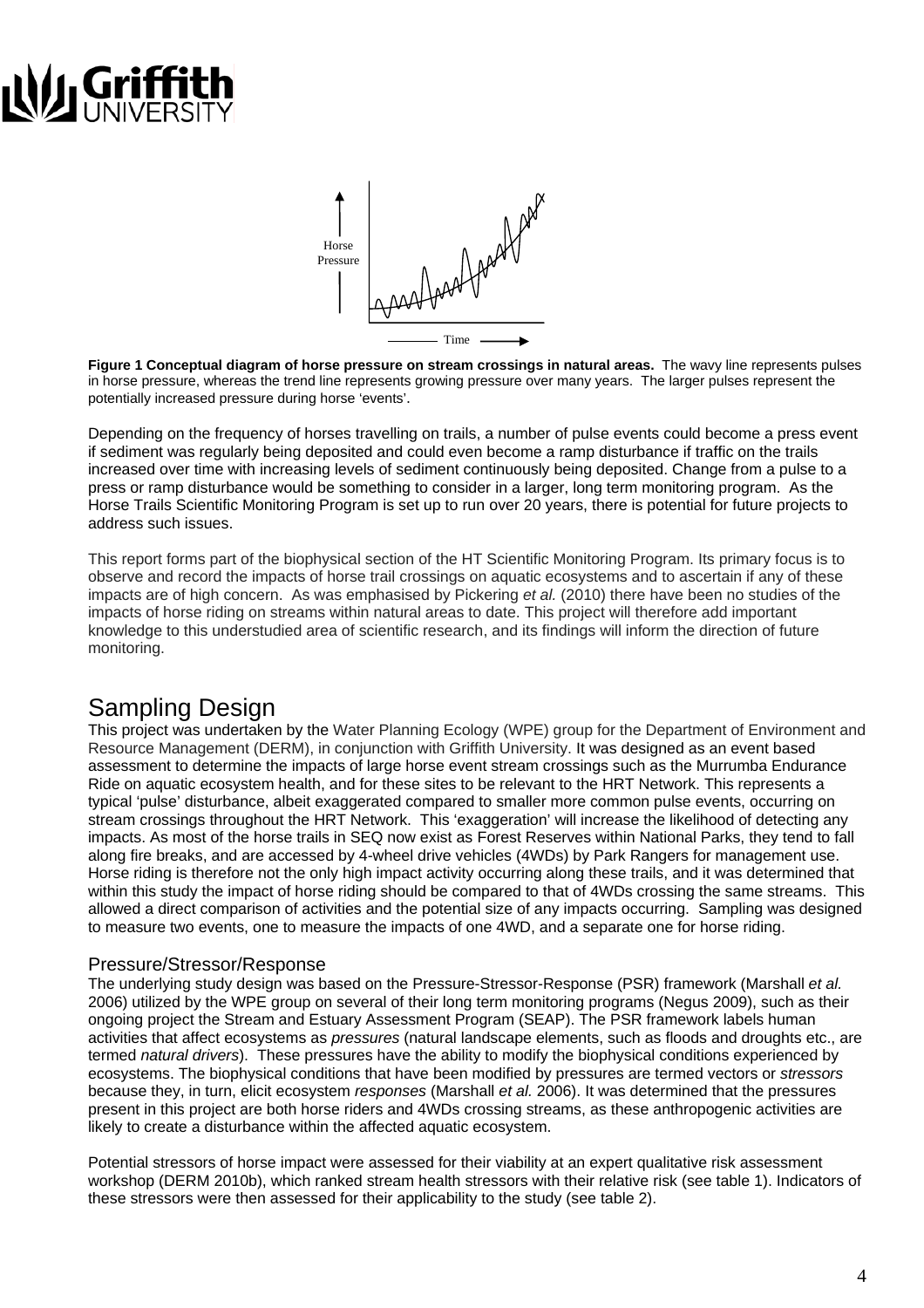**Figure 1 Conceptual diagram of horse pressure on stream crossings in natural areas.** The wavy line represents pulses in horse pressure, whereas the trend line represents growing pressure over many years. The larger pulses represent the potentially increased pressure during horse 'events'.

Depending on the frequency of horses travelling on trails, a number of pulse events could become a press event if sediment was regularly being deposited and could even become a ramp disturbance if traffic on the trails increased over time with increasing levels of sediment continuously being deposited. Change from a pulse to a press or ramp disturbance would be something to consider in a larger, long term monitoring program. As the Horse Trails Scientific Monitoring Program is set up to run over 20 years, there is potential for future projects to address such issues.

This report forms part of the biophysical section of the HT Scientific Monitoring Program. Its primary focus is to observe and record the impacts of horse trail crossings on aquatic ecosystems and to ascertain if any of these impacts are of high concern. As was emphasised by Pickering *et al.* (2010) there have been no studies of the impacts of horse riding on streams within natural areas to date. This project will therefore add important knowledge to this understudied area of scientific research, and its findings will inform the direction of future monitoring.

# Sampling Design

This project was undertaken by the Water Planning Ecology (WPE) group for the Department of Environment and Resource Management (DERM), in conjunction with Griffith University. It was designed as an event based assessment to determine the impacts of large horse event stream crossings such as the Murrumba Endurance Ride on aquatic ecosystem health, and for these sites to be relevant to the HRT Network. This represents a typical 'pulse' disturbance, albeit exaggerated compared to smaller more common pulse events, occurring on stream crossings throughout the HRT Network. This 'exaggeration' will increase the likelihood of detecting any impacts. As most of the horse trails in SEQ now exist as Forest Reserves within National Parks, they tend to fall along fire breaks, and are accessed by 4-wheel drive vehicles (4WDs) by Park Rangers for management use. Horse riding is therefore not the only high impact activity occurring along these trails, and it was determined that within this study the impact of horse riding should be compared to that of 4WDs crossing the same streams. This allowed a direct comparison of activities and the potential size of any impacts occurring. Sampling was designed to measure two events, one to measure the impacts of one 4WD, and a separate one for horse riding.

## Pressure/Stressor/Response

The underlying study design was based on the Pressure-Stressor-Response (PSR) framework (Marshall *et al.* 2006) utilized by the WPE group on several of their long term monitoring programs (Negus 2009), such as their ongoing project the Stream and Estuary Assessment Program (SEAP). The PSR framework labels human activities that affect ecosystems as *pressures* (natural landscape elements, such as floods and droughts etc., are termed *natural drivers*). These pressures have the ability to modify the biophysical conditions experienced by ecosystems. The biophysical conditions that have been modified by pressures are termed vectors or *stressors* because they, in turn, elicit ecosystem *responses* (Marshall *et al.* 2006). It was determined that the pressures present in this project are both horse riders and 4WDs crossing streams, as these anthropogenic activities are likely to create a disturbance within the affected aquatic ecosystem.

Potential stressors of horse impact were assessed for their viability at an expert qualitative risk assessment workshop (DERM 2010b), which ranked stream health stressors with their relative risk (see table 1). Indicators of these stressors were then assessed for their applicability to the study (see table 2).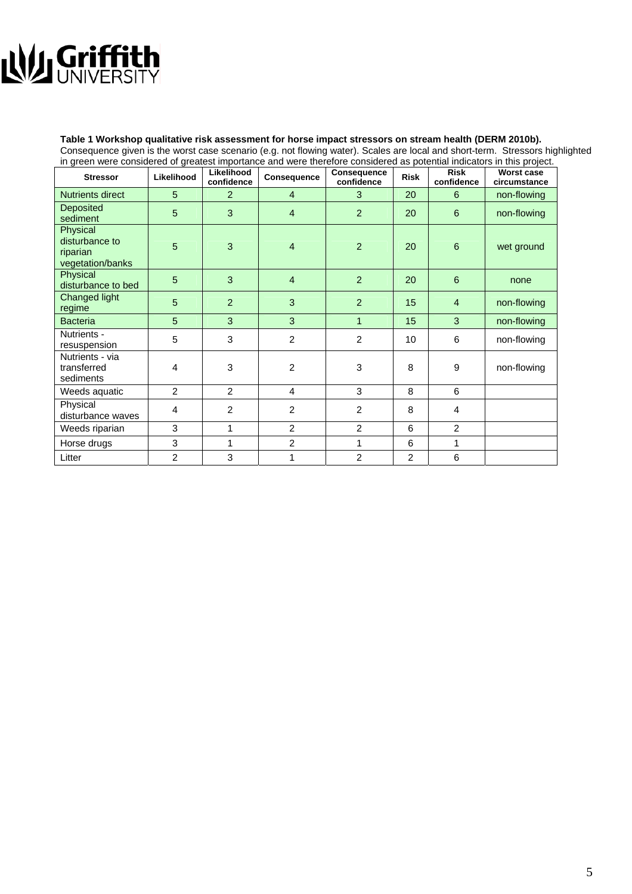**Table 1 Workshop qualitative risk assessment for horse impact stressors on stream health (DERM 2010b).** Consequence given is the worst case scenario (e.g. not flowing water). Scales are local and short-term. Stressors highlighted in green were considered of greatest importance and were therefore considered as potential indicators in this project.

| Stressor | Likelihood | Likelihood confidence | Consequence | Consequence confidence | Risk | Risk confidence | Worst case circumstance |
|---|---|---|---|---|---|---|---|
| Nutrients direct | 5 | 2 | 4 | 3 | 20 | 6 | non-flowing |
| Deposited sediment | 5 | 3 | 4 | 2 | 20 | 6 | non-flowing |
| Physical disturbance to riparian vegetation/banks | 5 | 3 | 4 | 2 | 20 | 6 | wet ground |
| Physical disturbance to bed | 5 | 3 | 4 | 2 | 20 | 6 | none |
| Changed light regime | 5 | 2 | 3 | 2 | 15 | 4 | non-flowing |
| Bacteria | 5 | 3 | 3 | 1 | 15 | 3 | non-flowing |
| Nutrients - resuspension | 5 | 3 | 2 | 2 | 10 | 6 | non-flowing |
| Nutrients - via transferred sediments | 4 | 3 | 2 | 3 | 8 | 9 | non-flowing |
| Weeds aquatic | 2 | 2 | 4 | 3 | 8 | 6 | |
| Physical disturbance waves | 4 | 2 | 2 | 2 | 8 | 4 | |
| Weeds riparian | 3 | 1 | 2 | 2 | 6 | 2 | |
| Horse drugs | 3 | 1 | 2 | 1 | 6 | 1 | |
| Litter | 2 | 3 | 1 | 2 | 2 | 6 | |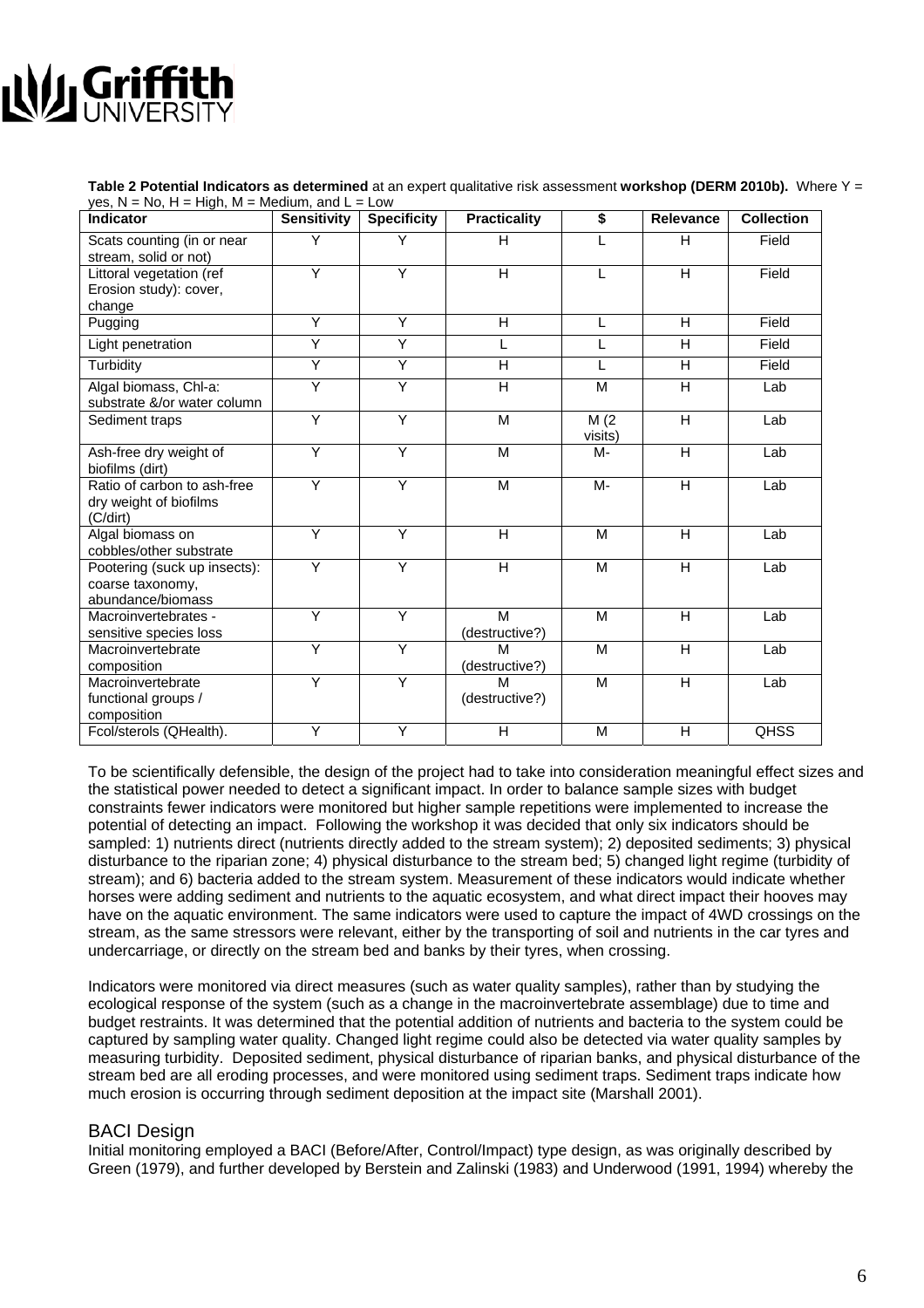**Table 2 Potential Indicators as determined** at an expert qualitative risk assessment **workshop (DERM 2010b).** Where Y = yes, N = No, H = High, M = Medium, and L = Low

| Indicator | Sensitivity | Specificity | Practicality | $ | Relevance | Collection |
|---|---|---|---|---|---|---|
| Scats counting (in or near stream, solid or not) | Y | Y | H | L | H | Field |
| Littoral vegetation (ref Erosion study): cover, change | Y | Y | H | L | H | Field |
| Pugging | Y | Y | H | L | H | Field |
| Light penetration | Y | Y | L | L | H | Field |
| Turbidity | Y | Y | H | L | H | Field |
| Algal biomass, Chl-a: substrate &/or water column | Y | Y | H | M | H | Lab |
| Sediment traps | Y | Y | M | M (2 visits) | H | Lab |
| Ash-free dry weight of biofilms (dirt) | Y | Y | M | M- | H | Lab |
| Ratio of carbon to ash-free dry weight of biofilms (C/dirt) | Y | Y | M | M- | H | Lab |
| Algal biomass on cobbles/other substrate | Y | Y | H | M | H | Lab |
| Pootering (suck up insects): coarse taxonomy, abundance/biomass | Y | Y | H | M | H | Lab |
| Macroinvertebrates - sensitive species loss | Y | Y | M (destructive?) | M | H | Lab |
| Macroinvertebrate composition | Y | Y | M (destructive?) | M | H | Lab |
| Macroinvertebrate functional groups / composition | Y | Y | M (destructive?) | M | H | Lab |
| Fcol/sterols (QHealth). | Y | Y | H | M | H | QHSS |

To be scientifically defensible, the design of the project had to take into consideration meaningful effect sizes and the statistical power needed to detect a significant impact. In order to balance sample sizes with budget constraints fewer indicators were monitored but higher sample repetitions were implemented to increase the potential of detecting an impact. Following the workshop it was decided that only six indicators should be sampled: 1) nutrients direct (nutrients directly added to the stream system); 2) deposited sediments; 3) physical disturbance to the riparian zone; 4) physical disturbance to the stream bed; 5) changed light regime (turbidity of stream); and 6) bacteria added to the stream system. Measurement of these indicators would indicate whether horses were adding sediment and nutrients to the aquatic ecosystem, and what direct impact their hooves may have on the aquatic environment. The same indicators were used to capture the impact of 4WD crossings on the stream, as the same stressors were relevant, either by the transporting of soil and nutrients in the car tyres and undercarriage, or directly on the stream bed and banks by their tyres, when crossing.

Indicators were monitored via direct measures (such as water quality samples), rather than by studying the ecological response of the system (such as a change in the macroinvertebrate assemblage) due to time and budget restraints. It was determined that the potential addition of nutrients and bacteria to the system could be captured by sampling water quality. Changed light regime could also be detected via water quality samples by measuring turbidity. Deposited sediment, physical disturbance of riparian banks, and physical disturbance of the stream bed are all eroding processes, and were monitored using sediment traps. Sediment traps indicate how much erosion is occurring through sediment deposition at the impact site (Marshall 2001).

## BACI Design

Initial monitoring employed a BACI (Before/After, Control/Impact) type design, as was originally described by Green (1979), and further developed by Berstein and Zalinski (1983) and Underwood (1991, 1994) whereby the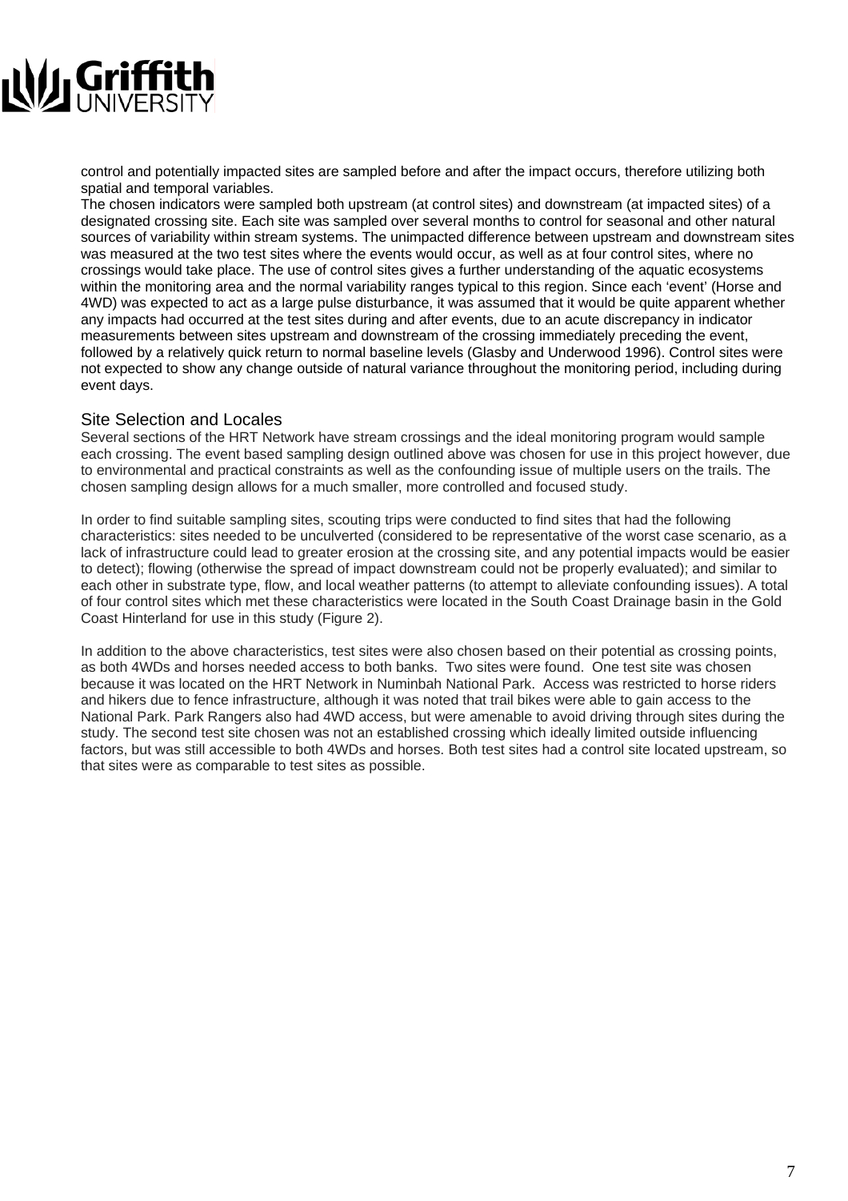control and potentially impacted sites are sampled before and after the impact occurs, therefore utilizing both spatial and temporal variables.

The chosen indicators were sampled both upstream (at control sites) and downstream (at impacted sites) of a designated crossing site. Each site was sampled over several months to control for seasonal and other natural sources of variability within stream systems. The unimpacted difference between upstream and downstream sites was measured at the two test sites where the events would occur, as well as at four control sites, where no crossings would take place. The use of control sites gives a further understanding of the aquatic ecosystems within the monitoring area and the normal variability ranges typical to this region. Since each 'event' (Horse and 4WD) was expected to act as a large pulse disturbance, it was assumed that it would be quite apparent whether any impacts had occurred at the test sites during and after events, due to an acute discrepancy in indicator measurements between sites upstream and downstream of the crossing immediately preceding the event, followed by a relatively quick return to normal baseline levels (Glasby and Underwood 1996). Control sites were not expected to show any change outside of natural variance throughout the monitoring period, including during event days.

## Site Selection and Locales

Several sections of the HRT Network have stream crossings and the ideal monitoring program would sample each crossing. The event based sampling design outlined above was chosen for use in this project however, due to environmental and practical constraints as well as the confounding issue of multiple users on the trails. The chosen sampling design allows for a much smaller, more controlled and focused study.

In order to find suitable sampling sites, scouting trips were conducted to find sites that had the following characteristics: sites needed to be unculverted (considered to be representative of the worst case scenario, as a lack of infrastructure could lead to greater erosion at the crossing site, and any potential impacts would be easier to detect); flowing (otherwise the spread of impact downstream could not be properly evaluated); and similar to each other in substrate type, flow, and local weather patterns (to attempt to alleviate confounding issues). A total of four control sites which met these characteristics were located in the South Coast Drainage basin in the Gold Coast Hinterland for use in this study (Figure 2).

In addition to the above characteristics, test sites were also chosen based on their potential as crossing points, as both 4WDs and horses needed access to both banks. Two sites were found. One test site was chosen because it was located on the HRT Network in Numinbah National Park. Access was restricted to horse riders and hikers due to fence infrastructure, although it was noted that trail bikes were able to gain access to the National Park. Park Rangers also had 4WD access, but were amenable to avoid driving through sites during the study. The second test site chosen was not an established crossing which ideally limited outside influencing factors, but was still accessible to both 4WDs and horses. Both test sites had a control site located upstream, so that sites were as comparable to test sites as possible.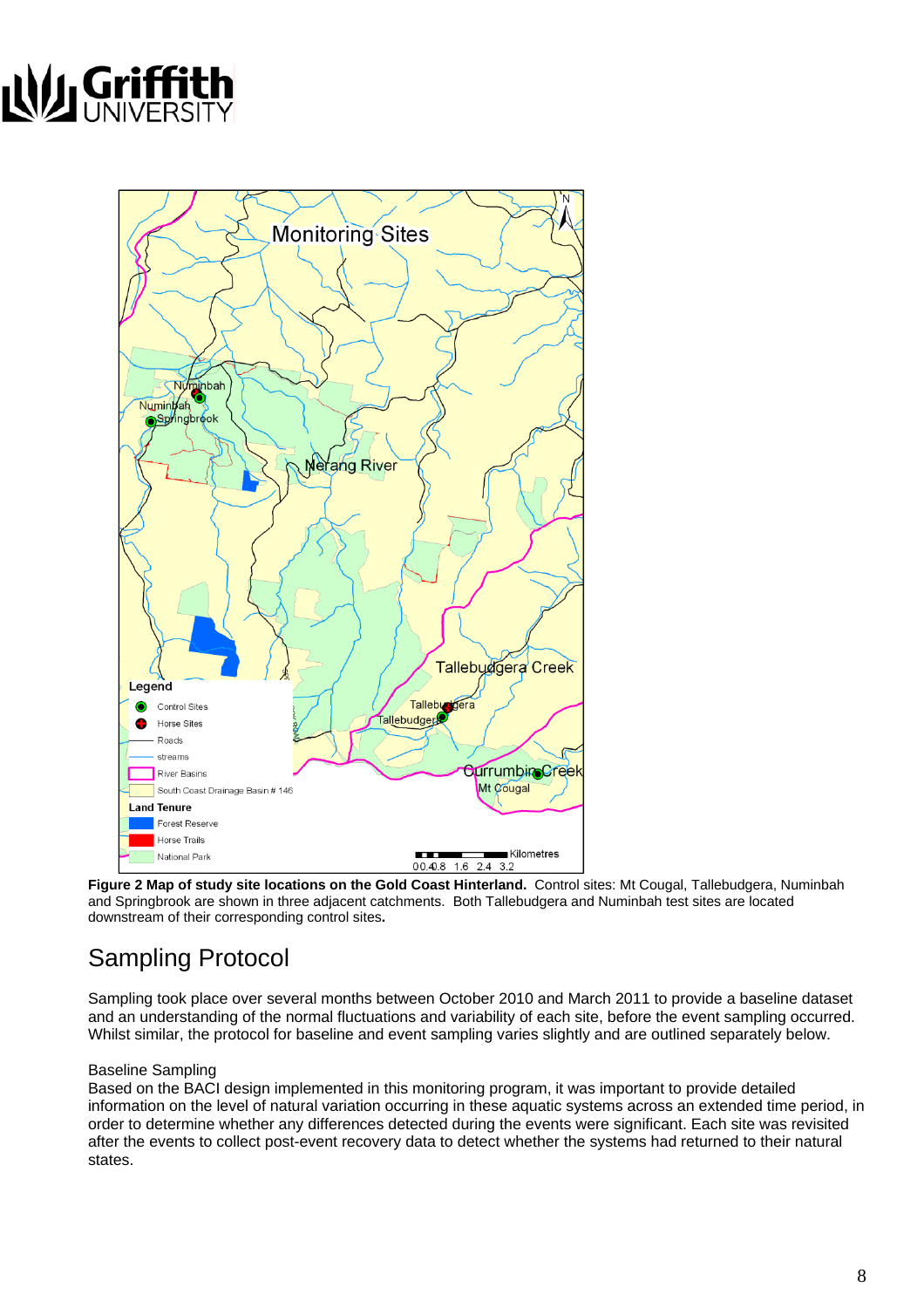**Figure 2 Map of study site locations on the Gold Coast Hinterland.** Control sites: Mt Cougal, Tallebudgera, Numinbah and Springbrook are shown in three adjacent catchments. Both Tallebudgera and Numinbah test sites are located downstream of their corresponding control sites.

## Sampling Protocol

Sampling took place over several months between October 2010 and March 2011 to provide a baseline dataset and an understanding of the normal fluctuations and variability of each site, before the event sampling occurred. Whilst similar, the protocol for baseline and event sampling varies slightly and are outlined separately below.

### Baseline Sampling

Based on the BACI design implemented in this monitoring program, it was important to provide detailed information on the level of natural variation occurring in these aquatic systems across an extended time period, in order to determine whether any differences detected during the events were significant. Each site was revisited after the events to collect post-event recovery data to detect whether the systems had returned to their natural states.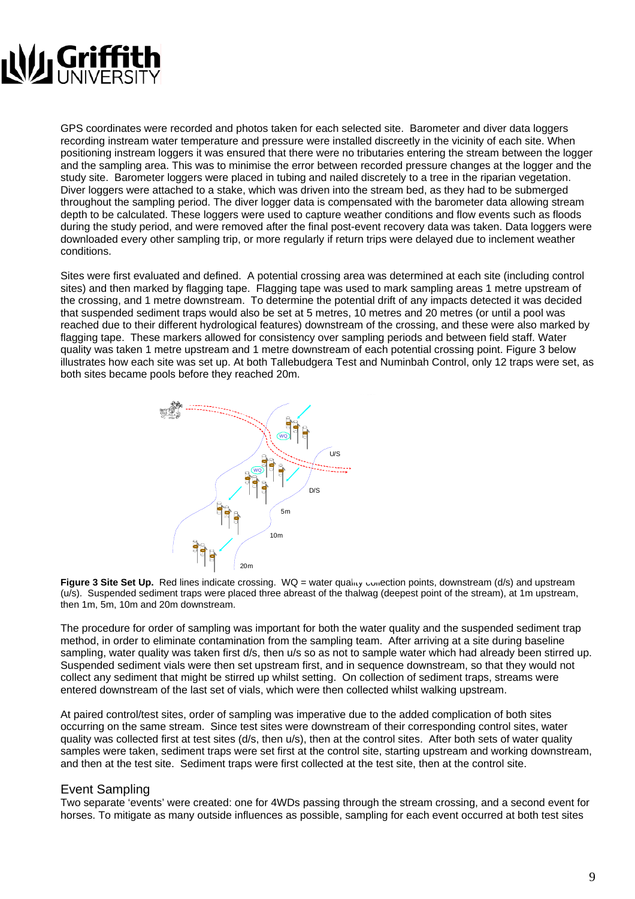GPS coordinates were recorded and photos taken for each selected site. Barometer and diver data loggers recording instream water temperature and pressure were installed discreetly in the vicinity of each site. When positioning instream loggers it was ensured that there were no tributaries entering the stream between the logger and the sampling area. This was to minimise the error between recorded pressure changes at the logger and the study site. Barometer loggers were placed in tubing and nailed discretely to a tree in the riparian vegetation. Diver loggers were attached to a stake, which was driven into the stream bed, as they had to be submerged throughout the sampling period. The diver logger data is compensated with the barometer data allowing stream depth to be calculated. These loggers were used to capture weather conditions and flow events such as floods during the study period, and were removed after the final post-event recovery data was taken. Data loggers were downloaded every other sampling trip, or more regularly if return trips were delayed due to inclement weather conditions.

Sites were first evaluated and defined. A potential crossing area was determined at each site (including control sites) and then marked by flagging tape. Flagging tape was used to mark sampling areas 1 metre upstream of the crossing, and 1 metre downstream. To determine the potential drift of any impacts detected it was decided that suspended sediment traps would also be set at 5 metres, 10 metres and 20 metres (or until a pool was reached due to their different hydrological features) downstream of the crossing, and these were also marked by flagging tape. These markers allowed for consistency over sampling periods and between field staff. Water quality was taken 1 metre upstream and 1 metre downstream of each potential crossing point. Figure 3 below illustrates how each site was set up. At both Tallebudgera Test and Numinbah Control, only 12 traps were set, as both sites became pools before they reached 20m.

**Figure 3 Site Set Up.** Red lines indicate crossing. WQ = water quality collection points, downstream (d/s) and upstream (u/s). Suspended sediment traps were placed three abreast of the thalwag (deepest point of the stream), at 1m upstream, then 1m, 5m, 10m and 20m downstream.

The procedure for order of sampling was important for both the water quality and the suspended sediment trap method, in order to eliminate contamination from the sampling team. After arriving at a site during baseline sampling, water quality was taken first d/s, then u/s so as not to sample water which had already been stirred up. Suspended sediment vials were then set upstream first, and in sequence downstream, so that they would not collect any sediment that might be stirred up whilst setting. On collection of sediment traps, streams were entered downstream of the last set of vials, which were then collected whilst walking upstream.

At paired control/test sites, order of sampling was imperative due to the added complication of both sites occurring on the same stream. Since test sites were downstream of their corresponding control sites, water quality was collected first at test sites (d/s, then u/s), then at the control sites. After both sets of water quality samples were taken, sediment traps were set first at the control site, starting upstream and working downstream, and then at the test site. Sediment traps were first collected at the test site, then at the control site.

## Event Sampling

Two separate 'events' were created: one for 4WDs passing through the stream crossing, and a second event for horses. To mitigate as many outside influences as possible, sampling for each event occurred at both test sites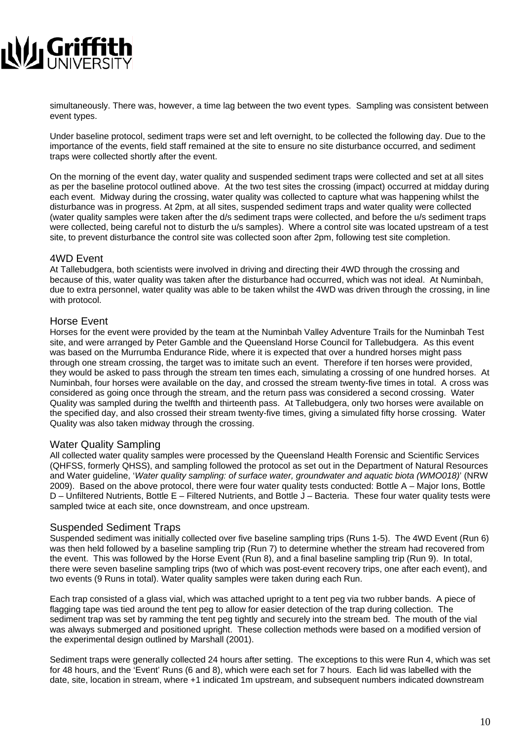simultaneously. There was, however, a time lag between the two event types. Sampling was consistent between event types.

Under baseline protocol, sediment traps were set and left overnight, to be collected the following day. Due to the importance of the events, field staff remained at the site to ensure no site disturbance occurred, and sediment traps were collected shortly after the event.

On the morning of the event day, water quality and suspended sediment traps were collected and set at all sites as per the baseline protocol outlined above. At the two test sites the crossing (impact) occurred at midday during each event. Midway during the crossing, water quality was collected to capture what was happening whilst the disturbance was in progress. At 2pm, at all sites, suspended sediment traps and water quality were collected (water quality samples were taken after the d/s sediment traps were collected, and before the u/s sediment traps were collected, being careful not to disturb the u/s samples). Where a control site was located upstream of a test site, to prevent disturbance the control site was collected soon after 2pm, following test site completion.

## 4WD Event

At Tallebudgera, both scientists were involved in driving and directing their 4WD through the crossing and because of this, water quality was taken after the disturbance had occurred, which was not ideal. At Numinbah, due to extra personnel, water quality was able to be taken whilst the 4WD was driven through the crossing, in line with protocol.

## Horse Event

Horses for the event were provided by the team at the Numinbah Valley Adventure Trails for the Numinbah Test site, and were arranged by Peter Gamble and the Queensland Horse Council for Tallebudgera. As this event was based on the Murrumba Endurance Ride, where it is expected that over a hundred horses might pass through one stream crossing, the target was to imitate such an event. Therefore if ten horses were provided, they would be asked to pass through the stream ten times each, simulating a crossing of one hundred horses. At Numinbah, four horses were available on the day, and crossed the stream twenty-five times in total. A cross was considered as going once through the stream, and the return pass was considered a second crossing. Water Quality was sampled during the twelfth and thirteenth pass. At Tallebudgera, only two horses were available on the specified day, and also crossed their stream twenty-five times, giving a simulated fifty horse crossing. Water Quality was also taken midway through the crossing.

## Water Quality Sampling

All collected water quality samples were processed by the Queensland Health Forensic and Scientific Services (QHFSS, formerly QHSS), and sampling followed the protocol as set out in the Department of Natural Resources and Water guideline, '*Water quality sampling: of surface water, groundwater and aquatic biota (WMO018)*' (NRW 2009). Based on the above protocol, there were four water quality tests conducted: Bottle A – Major Ions, Bottle D – Unfiltered Nutrients, Bottle E – Filtered Nutrients, and Bottle J – Bacteria. These four water quality tests were sampled twice at each site, once downstream, and once upstream.

## Suspended Sediment Traps

Suspended sediment was initially collected over five baseline sampling trips (Runs 1-5). The 4WD Event (Run 6) was then held followed by a baseline sampling trip (Run 7) to determine whether the stream had recovered from the event. This was followed by the Horse Event (Run 8), and a final baseline sampling trip (Run 9). In total, there were seven baseline sampling trips (two of which was post-event recovery trips, one after each event), and two events (9 Runs in total). Water quality samples were taken during each Run.

Each trap consisted of a glass vial, which was attached upright to a tent peg via two rubber bands. A piece of flagging tape was tied around the tent peg to allow for easier detection of the trap during collection. The sediment trap was set by ramming the tent peg tightly and securely into the stream bed. The mouth of the vial was always submerged and positioned upright. These collection methods were based on a modified version of the experimental design outlined by Marshall (2001).

Sediment traps were generally collected 24 hours after setting. The exceptions to this were Run 4, which was set for 48 hours, and the 'Event' Runs (6 and 8), which were each set for 7 hours. Each lid was labelled with the date, site, location in stream, where +1 indicated 1m upstream, and subsequent numbers indicated downstream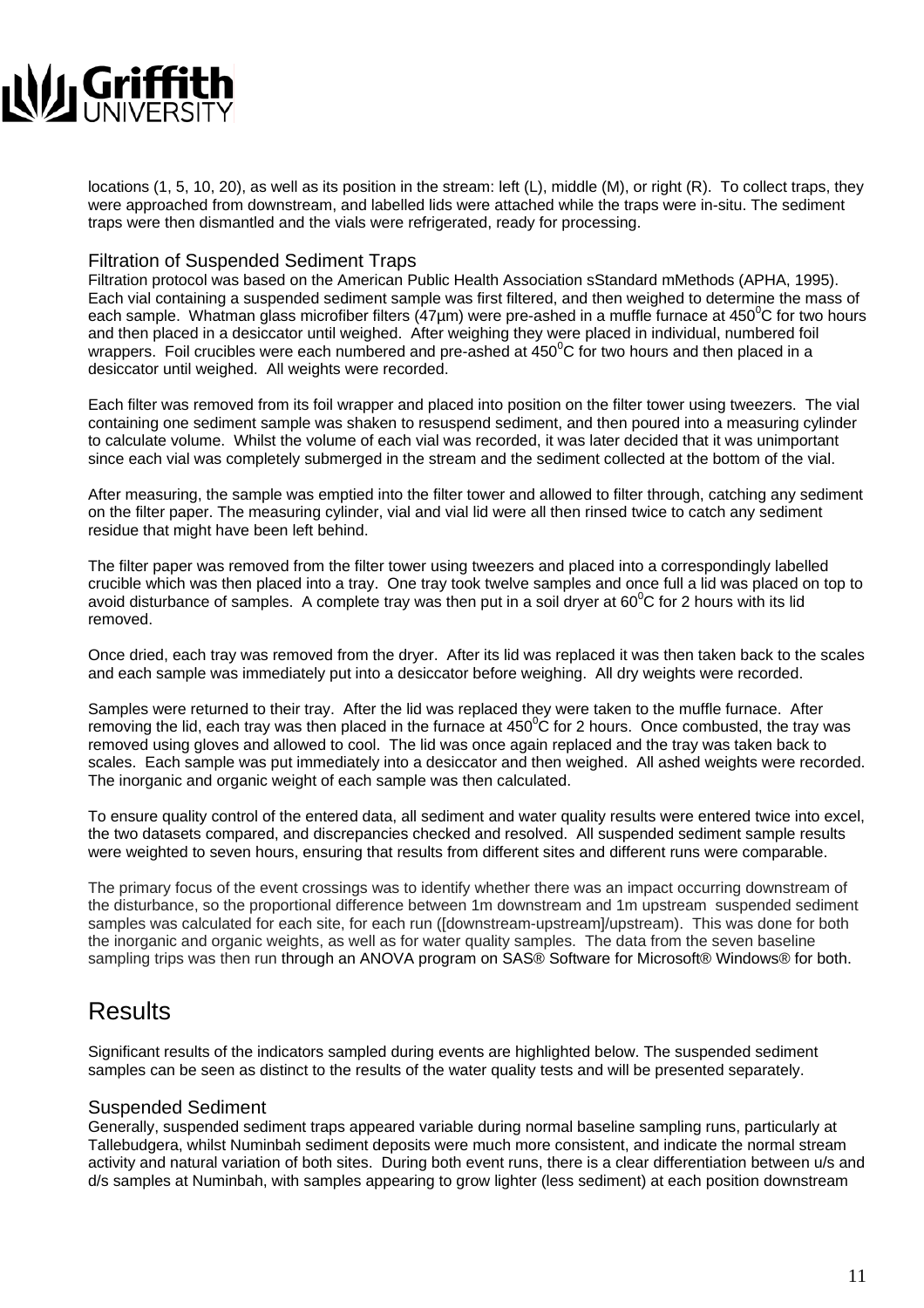locations (1, 5, 10, 20), as well as its position in the stream: left (L), middle (M), or right (R). To collect traps, they were approached from downstream, and labelled lids were attached while the traps were in-situ. The sediment traps were then dismantled and the vials were refrigerated, ready for processing.

### Filtration of Suspended Sediment Traps

Filtration protocol was based on the American Public Health Association sStandard mMethods (APHA, 1995). Each vial containing a suspended sediment sample was first filtered, and then weighed to determine the mass of each sample. Whatman glass microfiber filters (47µm) were pre-ashed in a muffle furnace at 450$^0$C for two hours and then placed in a desiccator until weighed. After weighing they were placed in individual, numbered foil wrappers. Foil crucibles were each numbered and pre-ashed at 450$^0$C for two hours and then placed in a desiccator until weighed. All weights were recorded.

Each filter was removed from its foil wrapper and placed into position on the filter tower using tweezers. The vial containing one sediment sample was shaken to resuspend sediment, and then poured into a measuring cylinder to calculate volume. Whilst the volume of each vial was recorded, it was later decided that it was unimportant since each vial was completely submerged in the stream and the sediment collected at the bottom of the vial.

After measuring, the sample was emptied into the filter tower and allowed to filter through, catching any sediment on the filter paper. The measuring cylinder, vial and vial lid were all then rinsed twice to catch any sediment residue that might have been left behind.

The filter paper was removed from the filter tower using tweezers and placed into a correspondingly labelled crucible which was then placed into a tray. One tray took twelve samples and once full a lid was placed on top to avoid disturbance of samples. A complete tray was then put in a soil dryer at 60$^0$C for 2 hours with its lid removed.

Once dried, each tray was removed from the dryer. After its lid was replaced it was then taken back to the scales and each sample was immediately put into a desiccator before weighing. All dry weights were recorded.

Samples were returned to their tray. After the lid was replaced they were taken to the muffle furnace. After removing the lid, each tray was then placed in the furnace at 450$^0$C for 2 hours. Once combusted, the tray was removed using gloves and allowed to cool. The lid was once again replaced and the tray was taken back to scales. Each sample was put immediately into a desiccator and then weighed. All ashed weights were recorded. The inorganic and organic weight of each sample was then calculated.

To ensure quality control of the entered data, all sediment and water quality results were entered twice into excel, the two datasets compared, and discrepancies checked and resolved. All suspended sediment sample results were weighted to seven hours, ensuring that results from different sites and different runs were comparable.

The primary focus of the event crossings was to identify whether there was an impact occurring downstream of the disturbance, so the proportional difference between 1m downstream and 1m upstream suspended sediment samples was calculated for each site, for each run ([downstream-upstream]/upstream). This was done for both the inorganic and organic weights, as well as for water quality samples. The data from the seven baseline sampling trips was then run through an ANOVA program on SAS® Software for Microsoft® Windows® for both.

## Results

Significant results of the indicators sampled during events are highlighted below. The suspended sediment samples can be seen as distinct to the results of the water quality tests and will be presented separately.

### Suspended Sediment

Generally, suspended sediment traps appeared variable during normal baseline sampling runs, particularly at Tallebudgera, whilst Numinbah sediment deposits were much more consistent, and indicate the normal stream activity and natural variation of both sites. During both event runs, there is a clear differentiation between u/s and d/s samples at Numinbah, with samples appearing to grow lighter (less sediment) at each position downstream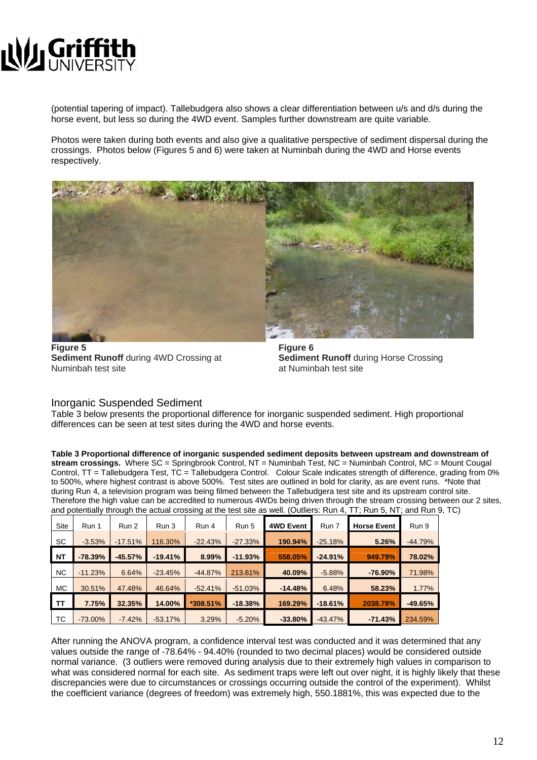(potential tapering of impact). Tallebudgera also shows a clear differentiation between u/s and d/s during the horse event, but less so during the 4WD event. Samples further downstream are quite variable.

Photos were taken during both events and also give a qualitative perspective of sediment dispersal during the crossings. Photos below (Figures 5 and 6) were taken at Numinbah during the 4WD and Horse events respectively.

**Figure 5**
**Sediment Runoff** during 4WD Crossing at Numinbah test site

**Figure 6**
**Sediment Runoff** during Horse Crossing at Numinbah test site

## Inorganic Suspended Sediment

Table 3 below presents the proportional difference for inorganic suspended sediment. High proportional differences can be seen at test sites during the 4WD and horse events.

**Table 3 Proportional difference of inorganic suspended sediment deposits between upstream and downstream of stream crossings.** Where SC = Springbrook Control, NT = Numinbah Test, NC = Numinbah Control, MC = Mount Cougal Control, TT = Tallebudgera Test, TC = Tallebudgera Control. Colour Scale indicates strength of difference, grading from 0% to 500%, where highest contrast is above 500%. Test sites are outlined in bold for clarity, as are event runs. *Note that during Run 4, a television program was being filmed between the Tallebudgera test site and its upstream control site. Therefore the high value can be accredited to numerous 4WDs being driven through the stream crossing between our 2 sites, and potentially through the actual crossing at the test site as well. (Outliers: Run 4, TT; Run 5, NT; and Run 9, TC)

| Site | Run 1 | Run 2 | Run 3 | Run 4 | Run 5 | **4WD Event** | Run 7 | **Horse Event** | Run 9 |
|---|---|---|---|---|---|---|---|---|---|
| SC | -3.53% | -17.51% | 116.30% | -22.43% | -27.33% | **190.94%** | -25.18% | **5.26%** | -44.79% |
| **NT** | **-78.39%** | **-45.57%** | **-19.41%** | **8.99%** | **-11.93%** | **558.05%** | **-24.91%** | **949.79%** | **78.02%** |
| NC | -11.23% | 6.64% | -23.45% | -44.87% | 213.61% | **40.09%** | -5.88% | **-76.90%** | 71.98% |
| MC | 30.51% | 47.48% | 46.64% | -52.41% | -51.03% | **-14.48%** | 6.48% | **58.23%** | 1.77% |
| **TT** | **7.75%** | **32.35%** | **14.00%** | ***308.51%** | **-18.38%** | **169.29%** | **-18.61%** | **2038.78%** | **-49.65%** |
| TC | -73.00% | -7.42% | -53.17% | 3.29% | -5.20% | **-33.80%** | -43.47% | **-71.43%** | 234.59% |

After running the ANOVA program, a confidence interval test was conducted and it was determined that any values outside the range of -78.64% - 94.40% (rounded to two decimal places) would be considered outside normal variance. (3 outliers were removed during analysis due to their extremely high values in comparison to what was considered normal for each site. As sediment traps were left out over night, it is highly likely that these discrepancies were due to circumstances or crossings occurring outside the control of the experiment). Whilst the coefficient variance (degrees of freedom) was extremely high, 550.1881%, this was expected due to the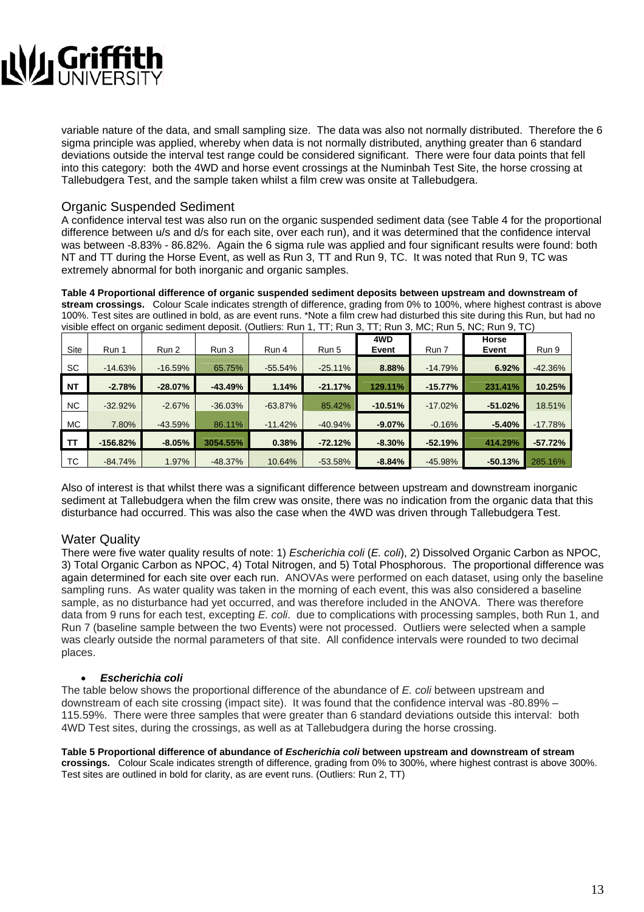variable nature of the data, and small sampling size. The data was also not normally distributed. Therefore the 6 sigma principle was applied, whereby when data is not normally distributed, anything greater than 6 standard deviations outside the interval test range could be considered significant. There were four data points that fell into this category: both the 4WD and horse event crossings at the Numinbah Test Site, the horse crossing at Tallebudgera Test, and the sample taken whilst a film crew was onsite at Tallebudgera.

## Organic Suspended Sediment

A confidence interval test was also run on the organic suspended sediment data (see Table 4 for the proportional difference between u/s and d/s for each site, over each run), and it was determined that the confidence interval was between -8.83% - 86.82%. Again the 6 sigma rule was applied and four significant results were found: both NT and TT during the Horse Event, as well as Run 3, TT and Run 9, TC. It was noted that Run 9, TC was extremely abnormal for both inorganic and organic samples.

**Table 4 Proportional difference of organic suspended sediment deposits between upstream and downstream of stream crossings.** Colour Scale indicates strength of difference, grading from 0% to 100%, where highest contrast is above 100%. Test sites are outlined in bold, as are event runs. *Note a film crew had disturbed this site during this Run, but had no visible effect on organic sediment deposit. (Outliers: Run 1, TT; Run 3, TT; Run 3, MC; Run 5, NC; Run 9, TC)

| Site | Run 1 | Run 2 | Run 3 | Run 4 | Run 5 | **4WD Event** | Run 7 | **Horse Event** | Run 9 |
|---|---|---|---|---|---|---|---|---|---|
| SC | -14.63% | -16.59% | 65.75% | -55.54% | -25.11% | **8.88%** | -14.79% | **6.92%** | -42.36% |
| **NT** | **-2.78%** | **-28.07%** | **-43.49%** | **1.14%** | **-21.17%** | **129.11%** | **-15.77%** | **231.41%** | **10.25%** |
| NC | -32.92% | -2.67% | -36.03% | -63.87% | 85.42% | **-10.51%** | -17.02% | **-51.02%** | 18.51% |
| MC | 7.80% | -43.59% | 86.11% | -11.42% | -40.94% | **-9.07%** | -0.16% | **-5.40%** | -17.78% |
| **TT** | **-156.82%** | **-8.05%** | **3054.55%** | **0.38%** | **-72.12%** | **-8.30%** | **-52.19%** | **414.29%** | **-57.72%** |
| TC | -84.74% | 1.97% | -48.37% | 10.64% | -53.58% | **-8.84%** | -45.98% | **-50.13%** | 285.16% |

Also of interest is that whilst there was a significant difference between upstream and downstream inorganic sediment at Tallebudgera when the film crew was onsite, there was no indication from the organic data that this disturbance had occurred. This was also the case when the 4WD was driven through Tallebudgera Test.

## Water Quality

There were five water quality results of note: 1) *Escherichia coli* (*E. coli*), 2) Dissolved Organic Carbon as NPOC, 3) Total Organic Carbon as NPOC, 4) Total Nitrogen, and 5) Total Phosphorous. The proportional difference was again determined for each site over each run. ANOVAs were performed on each dataset, using only the baseline sampling runs. As water quality was taken in the morning of each event, this was also considered a baseline sample, as no disturbance had yet occurred, and was therefore included in the ANOVA. There was therefore data from 9 runs for each test, excepting *E. coli*. due to complications with processing samples, both Run 1, and Run 7 (baseline sample between the two Events) were not processed. Outliers were selected when a sample was clearly outside the normal parameters of that site. All confidence intervals were rounded to two decimal places.

- ***Escherichia coli***

The table below shows the proportional difference of the abundance of *E. coli* between upstream and downstream of each site crossing (impact site). It was found that the confidence interval was -80.89% – 115.59%. There were three samples that were greater than 6 standard deviations outside this interval: both 4WD Test sites, during the crossings, as well as at Tallebudgera during the horse crossing.

**Table 5 Proportional difference of abundance of *Escherichia coli* between upstream and downstream of stream crossings.** Colour Scale indicates strength of difference, grading from 0% to 300%, where highest contrast is above 300%. Test sites are outlined in bold for clarity, as are event runs. (Outliers: Run 2, TT)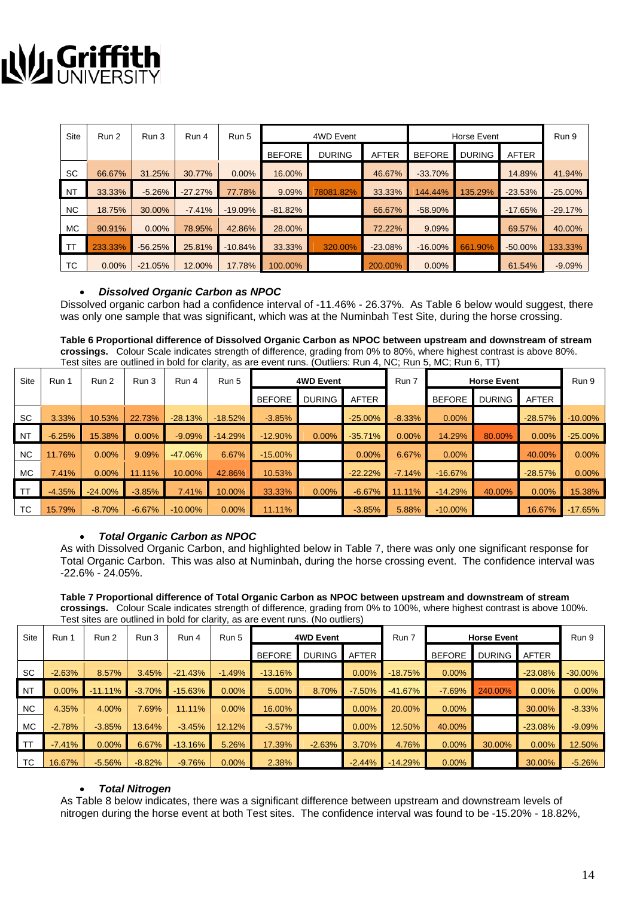| Site | Run 2 | Run 3 | Run 4 | Run 5 | 4WD Event | | | Horse Event | | | Run 9 |
|---|---|---|---|---|---|---|---|---|---|---|---|
| | | | | | BEFORE | DURING | AFTER | BEFORE | DURING | AFTER | |
| SC | 66.67% | 31.25% | 30.77% | 0.00% | 16.00% | | 46.67% | -33.70% | | 14.89% | 41.94% |
| NT | 33.33% | -5.26% | -27.27% | 77.78% | 9.09% | 78081.82% | 33.33% | 144.44% | 135.29% | -23.53% | -25.00% |
| NC | 18.75% | 30.00% | -7.41% | -19.09% | -81.82% | | 66.67% | -58.90% | | -17.65% | -29.17% |
| MC | 90.91% | 0.00% | 78.95% | 42.86% | 28.00% | | 72.22% | 9.09% | | 69.57% | 40.00% |
| TT | 233.33% | -56.25% | 25.81% | -10.84% | 33.33% | 320.00% | -23.08% | -16.00% | 661.90% | -50.00% | 133.33% |
| TC | 0.00% | -21.05% | 12.00% | 17.78% | 100.00% | | 200.00% | 0.00% | | 61.54% | -9.09% |

- ***Dissolved Organic Carbon as NPOC***

Dissolved organic carbon had a confidence interval of -11.46% - 26.37%. As Table 6 below would suggest, there was only one sample that was significant, which was at the Numinbah Test Site, during the horse crossing.

**Table 6 Proportional difference of Dissolved Organic Carbon as NPOC between upstream and downstream of stream crossings.** Colour Scale indicates strength of difference, grading from 0% to 80%, where highest contrast is above 80%. Test sites are outlined in bold for clarity, as are event runs. (Outliers: Run 4, NC; Run 5, MC; Run 6, TT)

| Site | Run 1 | Run 2 | Run 3 | Run 4 | Run 5 | **4WD Event** | | | Run 7 | **Horse Event** | | | Run 9 |
|---|---|---|---|---|---|---|---|---|---|---|---|---|---|
| | | | | | | BEFORE | DURING | AFTER | | BEFORE | DURING | AFTER | |
| SC | 3.33% | 10.53% | 22.73% | -28.13% | -18.52% | -3.85% | | -25.00% | -8.33% | 0.00% | | -28.57% | -10.00% |
| NT | -6.25% | 15.38% | 0.00% | -9.09% | -14.29% | -12.90% | 0.00% | -35.71% | 0.00% | 14.29% | 80.00% | 0.00% | -25.00% |
| NC | 11.76% | 0.00% | 9.09% | -47.06% | 6.67% | -15.00% | | 0.00% | 6.67% | 0.00% | | 40.00% | 0.00% |
| MC | 7.41% | 0.00% | 11.11% | 10.00% | 42.86% | 10.53% | | -22.22% | -7.14% | -16.67% | | -28.57% | 0.00% |
| TT | -4.35% | -24.00% | -3.85% | 7.41% | 10.00% | 33.33% | 0.00% | -6.67% | 11.11% | -14.29% | 40.00% | 0.00% | 15.38% |
| TC | 15.79% | -8.70% | -6.67% | -10.00% | 0.00% | 11.11% | | -3.85% | 5.88% | -10.00% | | 16.67% | -17.65% |

- ***Total Organic Carbon as NPOC***

As with Dissolved Organic Carbon, and highlighted below in Table 7, there was only one significant response for Total Organic Carbon. This was also at Numinbah, during the horse crossing event. The confidence interval was -22.6% - 24.05%.

**Table 7 Proportional difference of Total Organic Carbon as NPOC between upstream and downstream of stream crossings.** Colour Scale indicates strength of difference, grading from 0% to 100%, where highest contrast is above 100%. Test sites are outlined in bold for clarity, as are event runs. (No outliers)

| Site | Run 1 | Run 2 | Run 3 | Run 4 | Run 5 | **4WD Event** | | | Run 7 | **Horse Event** | | | Run 9 |
|---|---|---|---|---|---|---|---|---|---|---|---|---|---|
| | | | | | | BEFORE | DURING | AFTER | | BEFORE | DURING | AFTER | |
| SC | -2.63% | 8.57% | 3.45% | -21.43% | -1.49% | -13.16% | | 0.00% | -18.75% | 0.00% | | -23.08% | -30.00% |
| NT | 0.00% | -11.11% | -3.70% | -15.63% | 0.00% | 5.00% | 8.70% | -7.50% | -41.67% | -7.69% | 240.00% | 0.00% | 0.00% |
| NC | 4.35% | 4.00% | 7.69% | 11.11% | 0.00% | 16.00% | | 0.00% | 20.00% | 0.00% | | 30.00% | -8.33% |
| MC | -2.78% | -3.85% | 13.64% | -3.45% | 12.12% | -3.57% | | 0.00% | 12.50% | 40.00% | | -23.08% | -9.09% |
| TT | -7.41% | 0.00% | 6.67% | -13.16% | 5.26% | 17.39% | -2.63% | 3.70% | 4.76% | 0.00% | 30.00% | 0.00% | 12.50% |
| TC | 16.67% | -5.56% | -8.82% | -9.76% | 0.00% | 2.38% | | -2.44% | -14.29% | 0.00% | | 30.00% | -5.26% |

- ***Total Nitrogen***

As Table 8 below indicates, there was a significant difference between upstream and downstream levels of nitrogen during the horse event at both Test sites. The confidence interval was found to be -15.20% - 18.82%,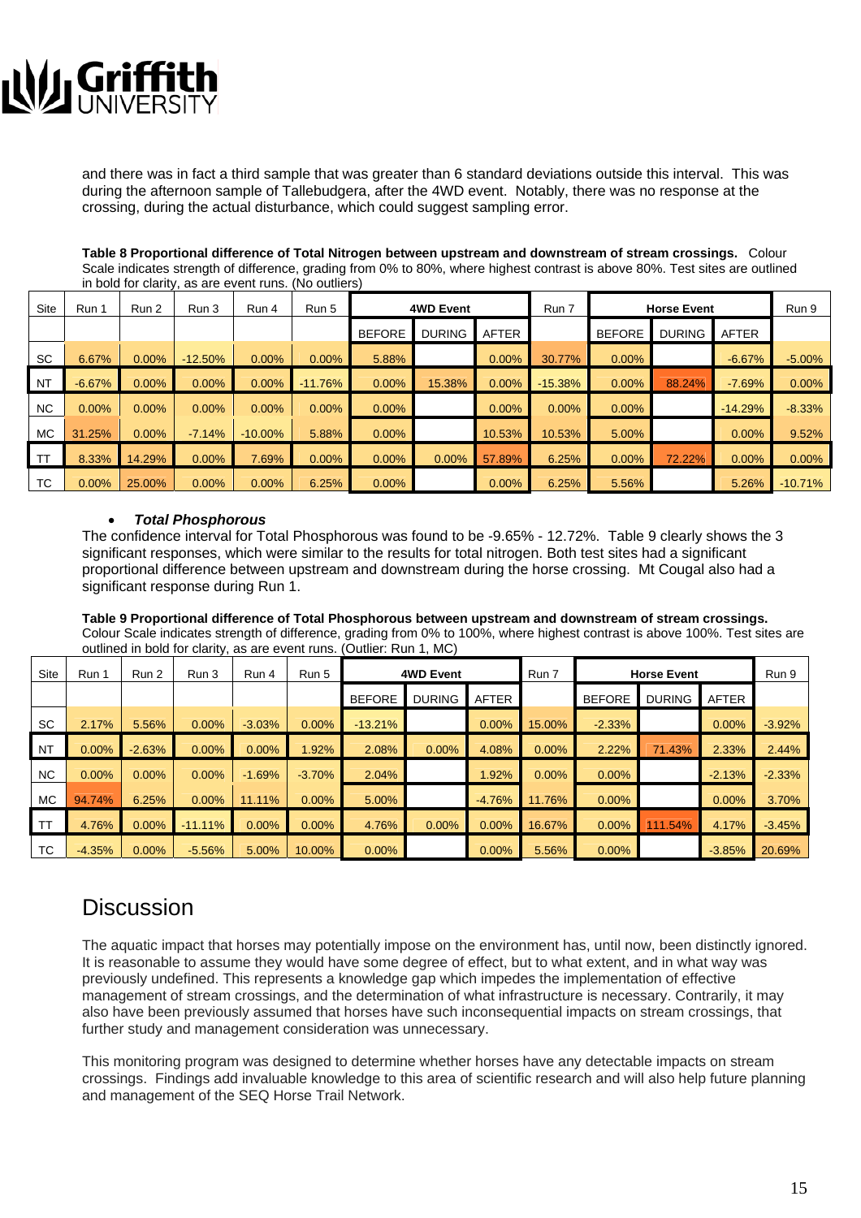and there was in fact a third sample that was greater than 6 standard deviations outside this interval. This was during the afternoon sample of Tallebudgera, after the 4WD event. Notably, there was no response at the crossing, during the actual disturbance, which could suggest sampling error.

**Table 8 Proportional difference of Total Nitrogen between upstream and downstream of stream crossings.** Colour Scale indicates strength of difference, grading from 0% to 80%, where highest contrast is above 80%. Test sites are outlined in bold for clarity, as are event runs. (No outliers)

| Site | Run 1 | Run 2 | Run 3 | Run 4 | Run 5 | 4WD Event | | | Run 7 | Horse Event | | | Run 9 |
|---|---|---|---|---|---|---|---|---|---|---|---|---|---|
| | | | | | | BEFORE | DURING | AFTER | | BEFORE | DURING | AFTER | |
| SC | 6.67% | 0.00% | -12.50% | 0.00% | 0.00% | 5.88% | | 0.00% | 30.77% | 0.00% | | -6.67% | -5.00% |
| NT | -6.67% | 0.00% | 0.00% | 0.00% | -11.76% | 0.00% | 15.38% | 0.00% | -15.38% | 0.00% | 88.24% | -7.69% | 0.00% |
| NC | 0.00% | 0.00% | 0.00% | 0.00% | 0.00% | 0.00% | | 0.00% | 0.00% | 0.00% | | -14.29% | -8.33% |
| MC | 31.25% | 0.00% | -7.14% | -10.00% | 5.88% | 0.00% | | 10.53% | 10.53% | 5.00% | | 0.00% | 9.52% |
| TT | 8.33% | 14.29% | 0.00% | 7.69% | 0.00% | 0.00% | 0.00% | 57.89% | 6.25% | 0.00% | 72.22% | 0.00% | 0.00% |
| TC | 0.00% | 25.00% | 0.00% | 0.00% | 6.25% | 0.00% | | 0.00% | 6.25% | 5.56% | | 5.26% | -10.71% |

- ***Total Phosphorous***

The confidence interval for Total Phosphorous was found to be -9.65% - 12.72%. Table 9 clearly shows the 3 significant responses, which were similar to the results for total nitrogen. Both test sites had a significant proportional difference between upstream and downstream during the horse crossing. Mt Cougal also had a significant response during Run 1.

**Table 9 Proportional difference of Total Phosphorous between upstream and downstream of stream crossings.** Colour Scale indicates strength of difference, grading from 0% to 100%, where highest contrast is above 100%. Test sites are outlined in bold for clarity, as are event runs. (Outlier: Run 1, MC)

| Site | Run 1 | Run 2 | Run 3 | Run 4 | Run 5 | 4WD Event | | | Run 7 | Horse Event | | | Run 9 |
|---|---|---|---|---|---|---|---|---|---|---|---|---|---|
| | | | | | | BEFORE | DURING | AFTER | | BEFORE | DURING | AFTER | |
| SC | 2.17% | 5.56% | 0.00% | -3.03% | 0.00% | -13.21% | | 0.00% | 15.00% | -2.33% | | 0.00% | -3.92% |
| NT | 0.00% | -2.63% | 0.00% | 0.00% | 1.92% | 2.08% | 0.00% | 4.08% | 0.00% | 2.22% | 71.43% | 2.33% | 2.44% |
| NC | 0.00% | 0.00% | 0.00% | -1.69% | -3.70% | 2.04% | | 1.92% | 0.00% | 0.00% | | -2.13% | -2.33% |
| MC | 94.74% | 6.25% | 0.00% | 11.11% | 0.00% | 5.00% | | -4.76% | 11.76% | 0.00% | | 0.00% | 3.70% |
| TT | 4.76% | 0.00% | -11.11% | 0.00% | 0.00% | 4.76% | 0.00% | 0.00% | 16.67% | 0.00% | 111.54% | 4.17% | -3.45% |
| TC | -4.35% | 0.00% | -5.56% | 5.00% | 10.00% | 0.00% | | 0.00% | 5.56% | 0.00% | | -3.85% | 20.69% |

# Discussion

The aquatic impact that horses may potentially impose on the environment has, until now, been distinctly ignored. It is reasonable to assume they would have some degree of effect, but to what extent, and in what way was previously undefined. This represents a knowledge gap which impedes the implementation of effective management of stream crossings, and the determination of what infrastructure is necessary. Contrarily, it may also have been previously assumed that horses have such inconsequential impacts on stream crossings, that further study and management consideration was unnecessary.

This monitoring program was designed to determine whether horses have any detectable impacts on stream crossings. Findings add invaluable knowledge to this area of scientific research and will also help future planning and management of the SEQ Horse Trail Network.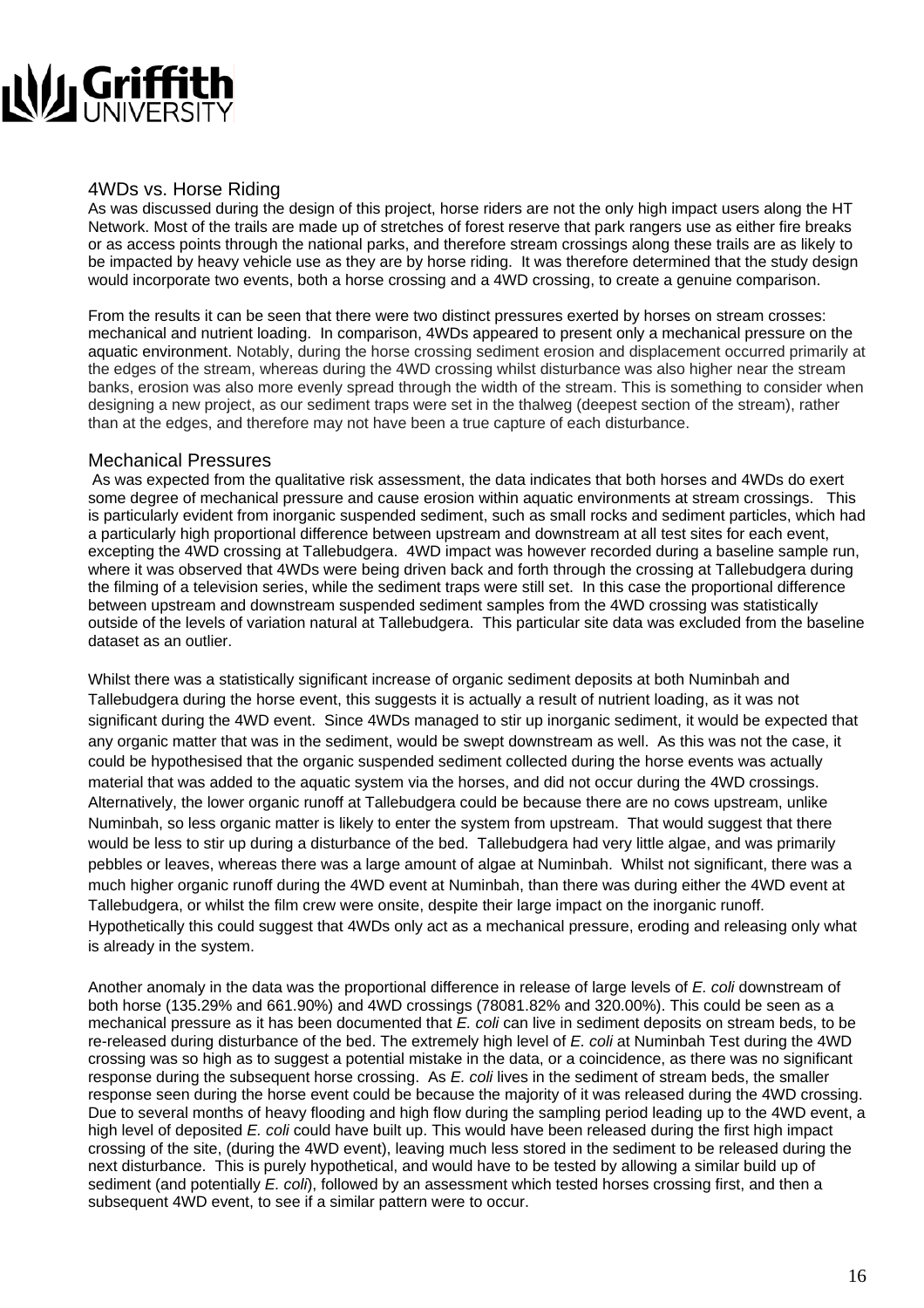## 4WDs vs. Horse Riding

As was discussed during the design of this project, horse riders are not the only high impact users along the HT Network. Most of the trails are made up of stretches of forest reserve that park rangers use as either fire breaks or as access points through the national parks, and therefore stream crossings along these trails are as likely to be impacted by heavy vehicle use as they are by horse riding. It was therefore determined that the study design would incorporate two events, both a horse crossing and a 4WD crossing, to create a genuine comparison.

From the results it can be seen that there were two distinct pressures exerted by horses on stream crosses: mechanical and nutrient loading. In comparison, 4WDs appeared to present only a mechanical pressure on the aquatic environment. Notably, during the horse crossing sediment erosion and displacement occurred primarily at the edges of the stream, whereas during the 4WD crossing whilst disturbance was also higher near the stream banks, erosion was also more evenly spread through the width of the stream. This is something to consider when designing a new project, as our sediment traps were set in the thalweg (deepest section of the stream), rather than at the edges, and therefore may not have been a true capture of each disturbance.

## Mechanical Pressures

As was expected from the qualitative risk assessment, the data indicates that both horses and 4WDs do exert some degree of mechanical pressure and cause erosion within aquatic environments at stream crossings. This is particularly evident from inorganic suspended sediment, such as small rocks and sediment particles, which had a particularly high proportional difference between upstream and downstream at all test sites for each event, excepting the 4WD crossing at Tallebudgera. 4WD impact was however recorded during a baseline sample run, where it was observed that 4WDs were being driven back and forth through the crossing at Tallebudgera during the filming of a television series, while the sediment traps were still set. In this case the proportional difference between upstream and downstream suspended sediment samples from the 4WD crossing was statistically outside of the levels of variation natural at Tallebudgera. This particular site data was excluded from the baseline dataset as an outlier.

Whilst there was a statistically significant increase of organic sediment deposits at both Numinbah and Tallebudgera during the horse event, this suggests it is actually a result of nutrient loading, as it was not significant during the 4WD event. Since 4WDs managed to stir up inorganic sediment, it would be expected that any organic matter that was in the sediment, would be swept downstream as well. As this was not the case, it could be hypothesised that the organic suspended sediment collected during the horse events was actually material that was added to the aquatic system via the horses, and did not occur during the 4WD crossings. Alternatively, the lower organic runoff at Tallebudgera could be because there are no cows upstream, unlike Numinbah, so less organic matter is likely to enter the system from upstream. That would suggest that there would be less to stir up during a disturbance of the bed. Tallebudgera had very little algae, and was primarily pebbles or leaves, whereas there was a large amount of algae at Numinbah. Whilst not significant, there was a much higher organic runoff during the 4WD event at Numinbah, than there was during either the 4WD event at Tallebudgera, or whilst the film crew were onsite, despite their large impact on the inorganic runoff. Hypothetically this could suggest that 4WDs only act as a mechanical pressure, eroding and releasing only what is already in the system.

Another anomaly in the data was the proportional difference in release of large levels of *E. coli* downstream of both horse (135.29% and 661.90%) and 4WD crossings (78081.82% and 320.00%). This could be seen as a mechanical pressure as it has been documented that *E. coli* can live in sediment deposits on stream beds, to be re-released during disturbance of the bed. The extremely high level of *E. coli* at Numinbah Test during the 4WD crossing was so high as to suggest a potential mistake in the data, or a coincidence, as there was no significant response during the subsequent horse crossing. As *E. coli* lives in the sediment of stream beds, the smaller response seen during the horse event could be because the majority of it was released during the 4WD crossing. Due to several months of heavy flooding and high flow during the sampling period leading up to the 4WD event, a high level of deposited *E. coli* could have built up. This would have been released during the first high impact crossing of the site, (during the 4WD event), leaving much less stored in the sediment to be released during the next disturbance. This is purely hypothetical, and would have to be tested by allowing a similar build up of sediment (and potentially *E. coli*), followed by an assessment which tested horses crossing first, and then a subsequent 4WD event, to see if a similar pattern were to occur.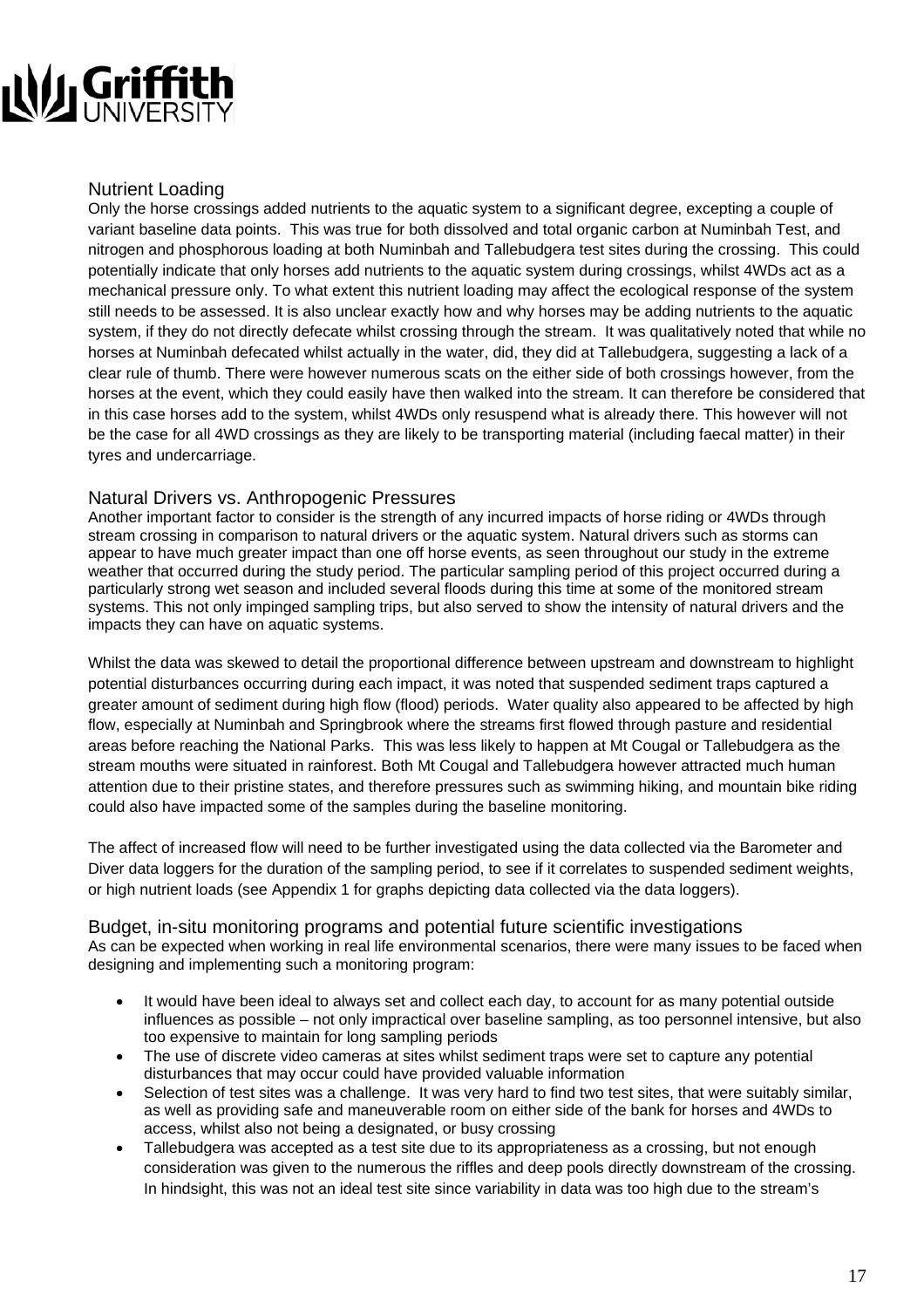## Nutrient Loading

Only the horse crossings added nutrients to the aquatic system to a significant degree, excepting a couple of variant baseline data points. This was true for both dissolved and total organic carbon at Numinbah Test, and nitrogen and phosphorous loading at both Numinbah and Tallebudgera test sites during the crossing. This could potentially indicate that only horses add nutrients to the aquatic system during crossings, whilst 4WDs act as a mechanical pressure only. To what extent this nutrient loading may affect the ecological response of the system still needs to be assessed. It is also unclear exactly how and why horses may be adding nutrients to the aquatic system, if they do not directly defecate whilst crossing through the stream. It was qualitatively noted that while no horses at Numinbah defecated whilst actually in the water, did, they did at Tallebudgera, suggesting a lack of a clear rule of thumb. There were however numerous scats on the either side of both crossings however, from the horses at the event, which they could easily have then walked into the stream. It can therefore be considered that in this case horses add to the system, whilst 4WDs only resuspend what is already there. This however will not be the case for all 4WD crossings as they are likely to be transporting material (including faecal matter) in their tyres and undercarriage.

## Natural Drivers vs. Anthropogenic Pressures

Another important factor to consider is the strength of any incurred impacts of horse riding or 4WDs through stream crossing in comparison to natural drivers or the aquatic system. Natural drivers such as storms can appear to have much greater impact than one off horse events, as seen throughout our study in the extreme weather that occurred during the study period. The particular sampling period of this project occurred during a particularly strong wet season and included several floods during this time at some of the monitored stream systems. This not only impinged sampling trips, but also served to show the intensity of natural drivers and the impacts they can have on aquatic systems.

Whilst the data was skewed to detail the proportional difference between upstream and downstream to highlight potential disturbances occurring during each impact, it was noted that suspended sediment traps captured a greater amount of sediment during high flow (flood) periods. Water quality also appeared to be affected by high flow, especially at Numinbah and Springbrook where the streams first flowed through pasture and residential areas before reaching the National Parks. This was less likely to happen at Mt Cougal or Tallebudgera as the stream mouths were situated in rainforest. Both Mt Cougal and Tallebudgera however attracted much human attention due to their pristine states, and therefore pressures such as swimming hiking, and mountain bike riding could also have impacted some of the samples during the baseline monitoring.

The affect of increased flow will need to be further investigated using the data collected via the Barometer and Diver data loggers for the duration of the sampling period, to see if it correlates to suspended sediment weights, or high nutrient loads (see Appendix 1 for graphs depicting data collected via the data loggers).

## Budget, in-situ monitoring programs and potential future scientific investigations

As can be expected when working in real life environmental scenarios, there were many issues to be faced when designing and implementing such a monitoring program:

- It would have been ideal to always set and collect each day, to account for as many potential outside influences as possible – not only impractical over baseline sampling, as too personnel intensive, but also too expensive to maintain for long sampling periods
- The use of discrete video cameras at sites whilst sediment traps were set to capture any potential disturbances that may occur could have provided valuable information
- Selection of test sites was a challenge. It was very hard to find two test sites, that were suitably similar, as well as providing safe and maneuverable room on either side of the bank for horses and 4WDs to access, whilst also not being a designated, or busy crossing
- Tallebudgera was accepted as a test site due to its appropriateness as a crossing, but not enough consideration was given to the numerous the riffles and deep pools directly downstream of the crossing. In hindsight, this was not an ideal test site since variability in data was too high due to the stream's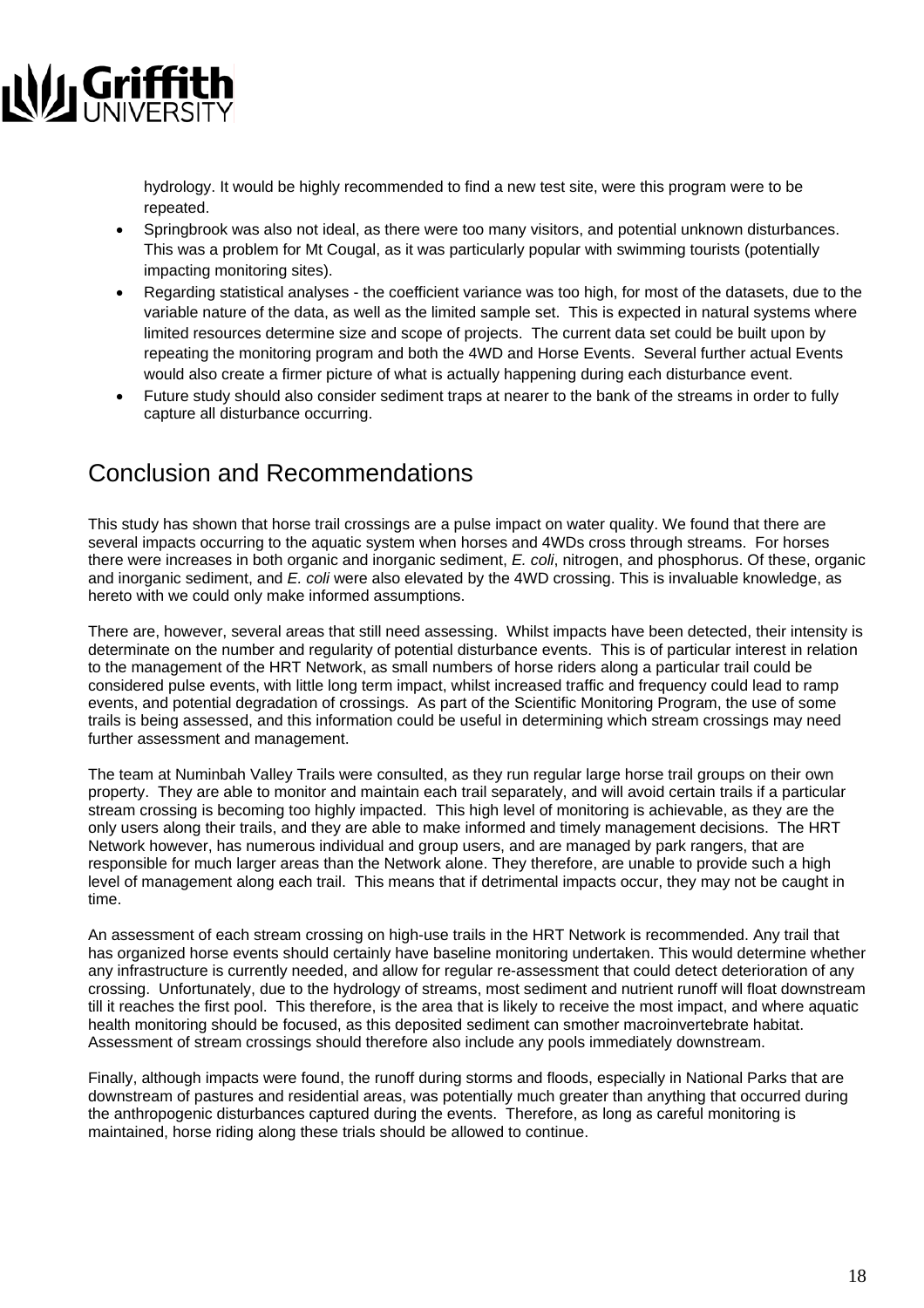hydrology. It would be highly recommended to find a new test site, were this program were to be repeated.

- Springbrook was also not ideal, as there were too many visitors, and potential unknown disturbances. This was a problem for Mt Cougal, as it was particularly popular with swimming tourists (potentially impacting monitoring sites).
- Regarding statistical analyses - the coefficient variance was too high, for most of the datasets, due to the variable nature of the data, as well as the limited sample set. This is expected in natural systems where limited resources determine size and scope of projects. The current data set could be built upon by repeating the monitoring program and both the 4WD and Horse Events. Several further actual Events would also create a firmer picture of what is actually happening during each disturbance event.
- Future study should also consider sediment traps at nearer to the bank of the streams in order to fully capture all disturbance occurring.

## Conclusion and Recommendations

This study has shown that horse trail crossings are a pulse impact on water quality. We found that there are several impacts occurring to the aquatic system when horses and 4WDs cross through streams. For horses there were increases in both organic and inorganic sediment, *E. coli*, nitrogen, and phosphorus. Of these, organic and inorganic sediment, and *E. coli* were also elevated by the 4WD crossing. This is invaluable knowledge, as hereto with we could only make informed assumptions.

There are, however, several areas that still need assessing. Whilst impacts have been detected, their intensity is determinate on the number and regularity of potential disturbance events. This is of particular interest in relation to the management of the HRT Network, as small numbers of horse riders along a particular trail could be considered pulse events, with little long term impact, whilst increased traffic and frequency could lead to ramp events, and potential degradation of crossings. As part of the Scientific Monitoring Program, the use of some trails is being assessed, and this information could be useful in determining which stream crossings may need further assessment and management.

The team at Numinbah Valley Trails were consulted, as they run regular large horse trail groups on their own property. They are able to monitor and maintain each trail separately, and will avoid certain trails if a particular stream crossing is becoming too highly impacted. This high level of monitoring is achievable, as they are the only users along their trails, and they are able to make informed and timely management decisions. The HRT Network however, has numerous individual and group users, and are managed by park rangers, that are responsible for much larger areas than the Network alone. They therefore, are unable to provide such a high level of management along each trail. This means that if detrimental impacts occur, they may not be caught in time.

An assessment of each stream crossing on high-use trails in the HRT Network is recommended. Any trail that has organized horse events should certainly have baseline monitoring undertaken. This would determine whether any infrastructure is currently needed, and allow for regular re-assessment that could detect deterioration of any crossing. Unfortunately, due to the hydrology of streams, most sediment and nutrient runoff will float downstream till it reaches the first pool. This therefore, is the area that is likely to receive the most impact, and where aquatic health monitoring should be focused, as this deposited sediment can smother macroinvertebrate habitat. Assessment of stream crossings should therefore also include any pools immediately downstream.

Finally, although impacts were found, the runoff during storms and floods, especially in National Parks that are downstream of pastures and residential areas, was potentially much greater than anything that occurred during the anthropogenic disturbances captured during the events. Therefore, as long as careful monitoring is maintained, horse riding along these trials should be allowed to continue.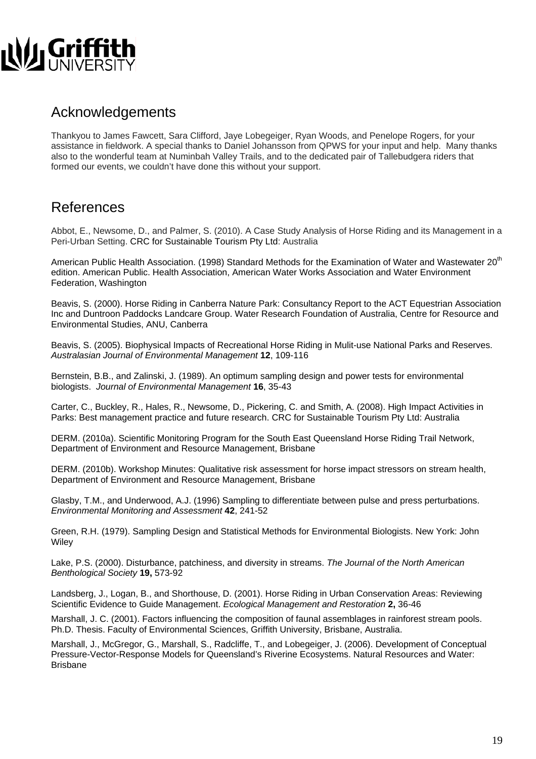## Acknowledgements

Thankyou to James Fawcett, Sara Clifford, Jaye Lobegeiger, Ryan Woods, and Penelope Rogers, for your assistance in fieldwork. A special thanks to Daniel Johansson from QPWS for your input and help. Many thanks also to the wonderful team at Numinbah Valley Trails, and to the dedicated pair of Tallebudgera riders that formed our events, we couldn't have done this without your support.

## References

Abbot, E., Newsome, D., and Palmer, S. (2010). A Case Study Analysis of Horse Riding and its Management in a Peri-Urban Setting. CRC for Sustainable Tourism Pty Ltd: Australia

American Public Health Association. (1998) Standard Methods for the Examination of Water and Wastewater 20th edition. American Public. Health Association, American Water Works Association and Water Environment Federation, Washington

Beavis, S. (2000). Horse Riding in Canberra Nature Park: Consultancy Report to the ACT Equestrian Association Inc and Duntroon Paddocks Landcare Group. Water Research Foundation of Australia, Centre for Resource and Environmental Studies, ANU, Canberra

Beavis, S. (2005). Biophysical Impacts of Recreational Horse Riding in Mulit-use National Parks and Reserves. *Australasian Journal of Environmental Management* **12**, 109-116

Bernstein, B.B., and Zalinski, J. (1989). An optimum sampling design and power tests for environmental biologists. *Journal of Environmental Management* **16**, 35-43

Carter, C., Buckley, R., Hales, R., Newsome, D., Pickering, C. and Smith, A. (2008). High Impact Activities in Parks: Best management practice and future research. CRC for Sustainable Tourism Pty Ltd: Australia

DERM. (2010a). Scientific Monitoring Program for the South East Queensland Horse Riding Trail Network, Department of Environment and Resource Management, Brisbane

DERM. (2010b). Workshop Minutes: Qualitative risk assessment for horse impact stressors on stream health, Department of Environment and Resource Management, Brisbane

Glasby, T.M., and Underwood, A.J. (1996) Sampling to differentiate between pulse and press perturbations. *Environmental Monitoring and Assessment* **42**, 241-52

Green, R.H. (1979). Sampling Design and Statistical Methods for Environmental Biologists. New York: John Wiley

Lake, P.S. (2000). Disturbance, patchiness, and diversity in streams. *The Journal of the North American Benthological Society* **19,** 573-92

Landsberg, J., Logan, B., and Shorthouse, D. (2001). Horse Riding in Urban Conservation Areas: Reviewing Scientific Evidence to Guide Management. *Ecological Management and Restoration* **2,** 36-46

Marshall, J. C. (2001). Factors influencing the composition of faunal assemblages in rainforest stream pools. Ph.D. Thesis. Faculty of Environmental Sciences, Griffith University, Brisbane, Australia.

Marshall, J., McGregor, G., Marshall, S., Radcliffe, T., and Lobegeiger, J. (2006). Development of Conceptual Pressure-Vector-Response Models for Queensland's Riverine Ecosystems. Natural Resources and Water: Brisbane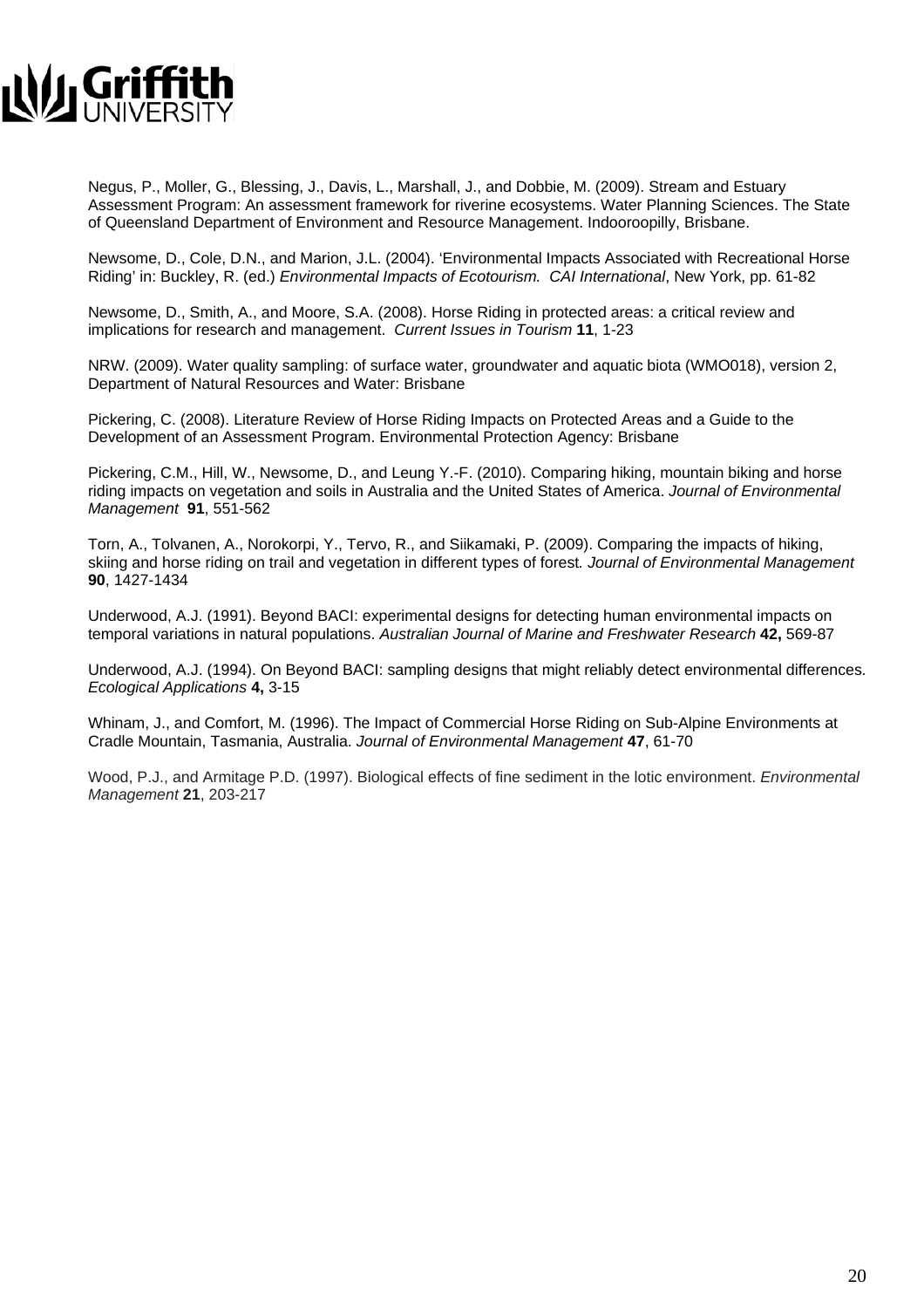Negus, P., Moller, G., Blessing, J., Davis, L., Marshall, J., and Dobbie, M. (2009). Stream and Estuary Assessment Program: An assessment framework for riverine ecosystems. Water Planning Sciences. The State of Queensland Department of Environment and Resource Management. Indooroopilly, Brisbane.

Newsome, D., Cole, D.N., and Marion, J.L. (2004). 'Environmental Impacts Associated with Recreational Horse Riding' in: Buckley, R. (ed.) *Environmental Impacts of Ecotourism. CAI International*, New York, pp. 61-82

Newsome, D., Smith, A., and Moore, S.A. (2008). Horse Riding in protected areas: a critical review and implications for research and management. *Current Issues in Tourism* **11**, 1-23

NRW. (2009). Water quality sampling: of surface water, groundwater and aquatic biota (WMO018), version 2, Department of Natural Resources and Water: Brisbane

Pickering, C. (2008). Literature Review of Horse Riding Impacts on Protected Areas and a Guide to the Development of an Assessment Program. Environmental Protection Agency: Brisbane

Pickering, C.M., Hill, W., Newsome, D., and Leung Y.-F. (2010). Comparing hiking, mountain biking and horse riding impacts on vegetation and soils in Australia and the United States of America. *Journal of Environmental Management* **91**, 551-562

Torn, A., Tolvanen, A., Norokorpi, Y., Tervo, R., and Siikamaki, P. (2009). Comparing the impacts of hiking, skiing and horse riding on trail and vegetation in different types of forest*. Journal of Environmental Management* **90**, 1427-1434

Underwood, A.J. (1991). Beyond BACI: experimental designs for detecting human environmental impacts on temporal variations in natural populations. *Australian Journal of Marine and Freshwater Research* **42,** 569-87

Underwood, A.J. (1994). On Beyond BACI: sampling designs that might reliably detect environmental differences. *Ecological Applications* **4,** 3-15

Whinam, J., and Comfort, M. (1996). The Impact of Commercial Horse Riding on Sub-Alpine Environments at Cradle Mountain, Tasmania, Australia. *Journal of Environmental Management* **47**, 61-70

Wood, P.J., and Armitage P.D. (1997). Biological effects of fine sediment in the lotic environment. *Environmental Management* **21**, 203-217